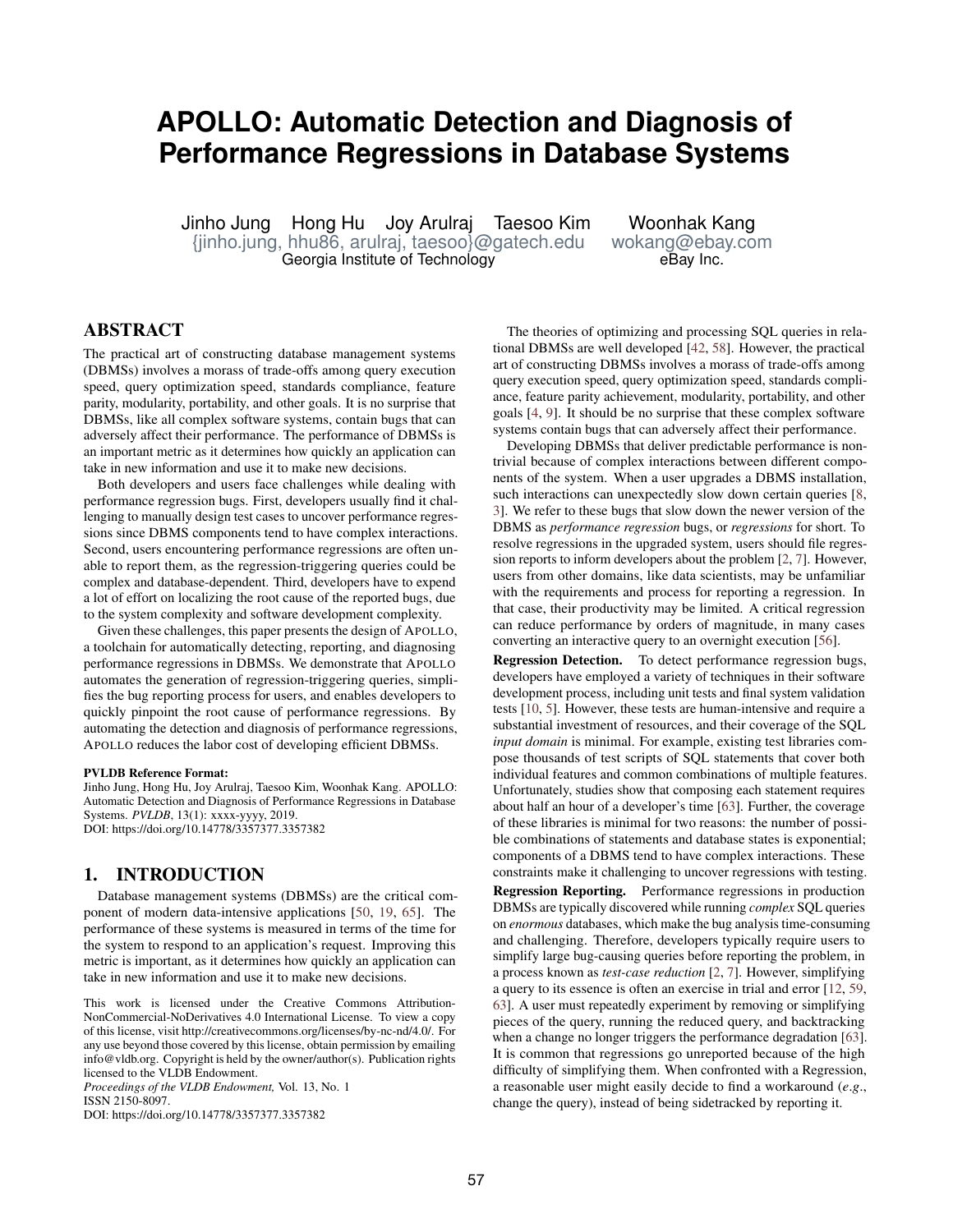# APOLLO: Automatic Detection and Diagnosis of Performance Regressions in Database Systems

Jinho Jung Hong Hu Joy Arulraj Taesoo Kim
{jinho.jung, hhu86, arulraj, taesoo}@gatech.edu
Georgia Institute of Technology

Woonhak Kang
wokang@ebay.com
eBay Inc.

## ABSTRACT

The practical art of constructing database management systems (DBMSs) involves a morass of trade-offs among query execution speed, query optimization speed, standards compliance, feature parity, modularity, portability, and other goals. It is no surprise that DBMSs, like all complex software systems, contain bugs that can adversely affect their performance. The performance of DBMSs is an important metric as it determines how quickly an application can take in new information and use it to make new decisions.

Both developers and users face challenges while dealing with performance regression bugs. First, developers usually find it challenging to manually design test cases to uncover performance regressions since DBMS components tend to have complex interactions. Second, users encountering performance regressions are often unable to report them, as the regression-triggering queries could be complex and database-dependent. Third, developers have to expend a lot of effort on localizing the root cause of the reported bugs, due to the system complexity and software development complexity.

Given these challenges, this paper presents the design of APOLLO, a toolchain for automatically detecting, reporting, and diagnosing performance regressions in DBMSs. We demonstrate that APOLLO automates the generation of regression-triggering queries, simplifies the bug reporting process for users, and enables developers to quickly pinpoint the root cause of performance regressions. By automating the detection and diagnosis of performance regressions, APOLLO reduces the labor cost of developing efficient DBMSs.

**PVLDB Reference Format:**
Jinho Jung, Hong Hu, Joy Arulraj, Taesoo Kim, Woonhak Kang. APOLLO: Automatic Detection and Diagnosis of Performance Regressions in Database Systems. *PVLDB*, 13(1): xxxx-yyyy, 2019.
DOI: https://doi.org/10.14778/3357377.3357382

## 1. INTRODUCTION

Database management systems (DBMSs) are the critical component of modern data-intensive applications [50, 19, 65]. The performance of these systems is measured in terms of the time for the system to respond to an application's request. Improving this metric is important, as it determines how quickly an application can take in new information and use it to make new decisions.

This work is licensed under the Creative Commons Attribution-NonCommercial-NoDerivatives 4.0 International License. To view a copy of this license, visit http://creativecommons.org/licenses/by-nc-nd/4.0/. For any use beyond those covered by this license, obtain permission by emailing info@vldb.org. Copyright is held by the owner/author(s). Publication rights licensed to the VLDB Endowment.
*Proceedings of the VLDB Endowment,* Vol. 13, No. 1
ISSN 2150-8097.
DOI: https://doi.org/10.14778/3357377.3357382

The theories of optimizing and processing SQL queries in relational DBMSs are well developed [42, 58]. However, the practical art of constructing DBMSs involves a morass of trade-offs among query execution speed, query optimization speed, standards compliance, feature parity achievement, modularity, portability, and other goals [4, 9]. It should be no surprise that these complex software systems contain bugs that can adversely affect their performance.

Developing DBMSs that deliver predictable performance is non-trivial because of complex interactions between different components of the system. When a user upgrades a DBMS installation, such interactions can unexpectedly slow down certain queries [8, 3]. We refer to these bugs that slow down the newer version of the DBMS as *performance regression* bugs, or *regressions* for short. To resolve regressions in the upgraded system, users should file regression reports to inform developers about the problem [2, 7]. However, users from other domains, like data scientists, may be unfamiliar with the requirements and process for reporting a regression. In that case, their productivity may be limited. A critical regression can reduce performance by orders of magnitude, in many cases converting an interactive query to an overnight execution [56].

**Regression Detection.** To detect performance regression bugs, developers have employed a variety of techniques in their software development process, including unit tests and final system validation tests [10, 5]. However, these tests are human-intensive and require a substantial investment of resources, and their coverage of the SQL *input domain* is minimal. For example, existing test libraries compose thousands of test scripts of SQL statements that cover both individual features and common combinations of multiple features. Unfortunately, studies show that composing each statement requires about half an hour of a developer's time [63]. Further, the coverage of these libraries is minimal for two reasons: the number of possible combinations of statements and database states is exponential; components of a DBMS tend to have complex interactions. These constraints make it challenging to uncover regressions with testing.

**Regression Reporting.** Performance regressions in production DBMSs are typically discovered while running *complex* SQL queries on *enormous* databases, which make the bug analysis time-consuming and challenging. Therefore, developers typically require users to simplify large bug-causing queries before reporting the problem, in a process known as *test-case reduction* [2, 7]. However, simplifying a query to its essence is often an exercise in trial and error [12, 59, 63]. A user must repeatedly experiment by removing or simplifying pieces of the query, running the reduced query, and backtracking when a change no longer triggers the performance degradation [63]. It is common that regressions go unreported because of the high difficulty of simplifying them. When confronted with a Regression, a reasonable user might easily decide to find a workaround (*e.g.*, change the query), instead of being sidetracked by reporting it.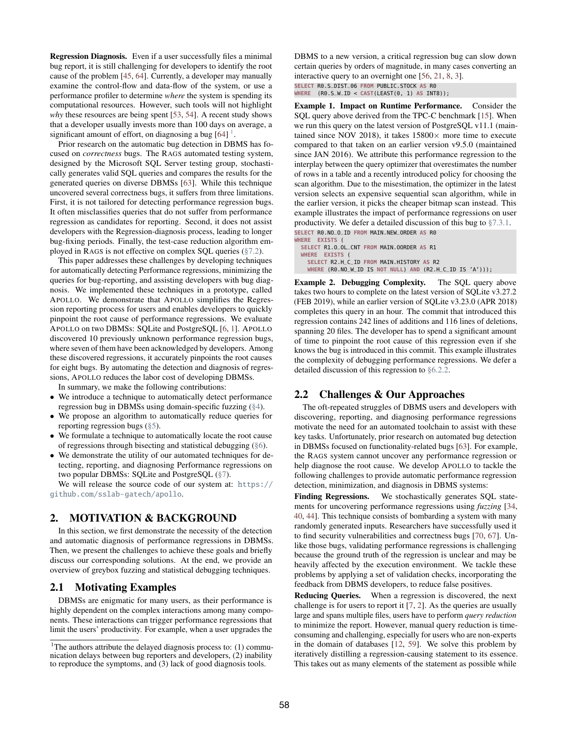**Regression Diagnosis.** Even if a user successfully files a minimal bug report, it is still challenging for developers to identify the root cause of the problem [45, 64]. Currently, a developer may manually examine the control-flow and data-flow of the system, or use a performance profiler to determine *where* the system is spending its computational resources. However, such tools will not highlight *why* these resources are being spent [53, 54]. A recent study shows that a developer usually invests more than 100 days on average, a significant amount of effort, on diagnosing a bug [64] [1].

Prior research on the automatic bug detection in DBMS has focused on *correctness* bugs. The RAGS automated testing system, designed by the Microsoft SQL Server testing group, stochastically generates valid SQL queries and compares the results for the generated queries on diverse DBMSs [63]. While this technique uncovered several correctness bugs, it suffers from three limitations. First, it is not tailored for detecting performance regression bugs. It often misclassifies queries that do not suffer from performance regression as candidates for reporting. Second, it does not assist developers with the Regression-diagnosis process, leading to longer bug-fixing periods. Finally, the test-case reduction algorithm employed in RAGS is not effective on complex SQL queries (§7.2).

This paper addresses these challenges by developing techniques for automatically detecting Performance regressions, minimizing the queries for bug-reporting, and assisting developers with bug diagnosis. We implemented these techniques in a prototype, called APOLLO. We demonstrate that APOLLO simplifies the Regression reporting process for users and enables developers to quickly pinpoint the root cause of performance regressions. We evaluate APOLLO on two DBMSs: SQLite and PostgreSQL [6, 1]. APOLLO discovered 10 previously unknown performance regression bugs, where seven of them have been acknowledged by developers. Among these discovered regressions, it accurately pinpoints the root causes for eight bugs. By automating the detection and diagnosis of regressions, APOLLO reduces the labor cost of developing DBMSs.

In summary, we make the following contributions:

- We introduce a technique to automatically detect performance regression bug in DBMSs using domain-specific fuzzing (§4).
- We propose an algorithm to automatically reduce queries for reporting regression bugs (§5).
- We formulate a technique to automatically locate the root cause of regressions through bisecting and statistical debugging (§6).
- We demonstrate the utility of our automated techniques for detecting, reporting, and diagnosing Performance regressions on two popular DBMSs: SQLite and PostgreSQL (§7).

We will release the source code of our system at: https://github.com/sslab-gatech/apollo.

## 2. MOTIVATION & BACKGROUND

In this section, we first demonstrate the necessity of the detection and automatic diagnosis of performance regressions in DBMSs. Then, we present the challenges to achieve these goals and briefly discuss our corresponding solutions. At the end, we provide an overview of greybox fuzzing and statistical debugging techniques.

### 2.1 Motivating Examples

DBMSs are enigmatic for many users, as their performance is highly dependent on the complex interactions among many components. These interactions can trigger performance regressions that limit the users' productivity. For example, when a user upgrades the DBMS to a new version, a critical regression bug can slow down certain queries by orders of magnitude, in many cases converting an interactive query to an overnight one [56, 21, 8, 3].

```
SELECT R0.S_DIST_06 FROM PUBLIC.STOCK AS R0
WHERE  (R0.S_W_ID < CAST(LEAST(0, 1) AS INT8));
```

**Example 1. Impact on Runtime Performance.** Consider the SQL query above derived from the TPC-C benchmark [15]. When we run this query on the latest version of PostgreSQL v11.1 (maintained since NOV 2018), it takes 15800× more time to execute compared to that taken on an earlier version v9.5.0 (maintained since JAN 2016). We attribute this performance regression to the interplay between the query optimizer that overestimates the number of rows in a table and a recently introduced policy for choosing the scan algorithm. Due to the misestimation, the optimizer in the latest version selects an expensive sequential scan algorithm, while in the earlier version, it picks the cheaper bitmap scan instead. This example illustrates the impact of performance regressions on user productivity. We defer a detailed discussion of this bug to §7.3.1.

```
SELECT R0.NO_O_ID FROM MAIN.NEW_ORDER AS R0
WHERE  EXISTS (
  SELECT R1.O_OL_CNT FROM MAIN.OORDER AS R1
  WHERE  EXISTS (
    SELECT R2.H_C_ID FROM MAIN.HISTORY AS R2
    WHERE (R0.NO_W_ID IS NOT NULL) AND (R2.H_C_ID IS 'A')));
```

**Example 2. Debugging Complexity.** The SQL query above takes two hours to complete on the latest version of SQLite v3.27.2 (FEB 2019), while an earlier version of SQLite v3.23.0 (APR 2018) completes this query in an hour. The commit that introduced this regression contains 242 lines of additions and 116 lines of deletions, spanning 20 files. The developer has to spend a significant amount of time to pinpoint the root cause of this regression even if she knows the bug is introduced in this commit. This example illustrates the complexity of debugging performance regressions. We defer a detailed discussion of this regression to §6.2.2.

### 2.2 Challenges & Our Approaches

The oft-repeated struggles of DBMS users and developers with discovering, reporting, and diagnosing performance regressions motivate the need for an automated toolchain to assist with these key tasks. Unfortunately, prior research on automated bug detection in DBMSs focused on functionality-related bugs [63]. For example, the RAGS system cannot uncover any performance regression or help diagnose the root cause. We develop APOLLO to tackle the following challenges to provide automatic performance regression detection, minimization, and diagnosis in DBMS systems:

**Finding Regressions.** We stochastically generate SQL statements for uncovering performance regressions using *fuzzing* [34, 40, 44]. This technique consists of bombarding a system with many randomly generated inputs. Researchers have successfully used it to find security vulnerabilities and correctness bugs [70, 67]. Unlike those bugs, validating performance regressions is challenging because the ground truth of the regression is unclear and may be heavily affected by the execution environment. We tackle these problems by applying a set of validation checks, incorporating the feedback from DBMS developers, to reduce false positives.

**Reducing Queries.** When a regression is discovered, the next challenge is for users to report it [7, 2]. As the queries are usually large and spans multiple files, users have to perform *query reduction* to minimize the report. However, manual query reduction is time-consuming and challenging, especially for users who are non-experts in the domain of databases [12, 59]. We solve this problem by iteratively distilling a regression-causing statement to its essence. This takes out as many elements of the statement as possible while

[1] The authors attribute the delayed diagnosis process to: (1) communication delays between bug reporters and developers, (2) inability to reproduce the symptoms, and (3) lack of good diagnosis tools.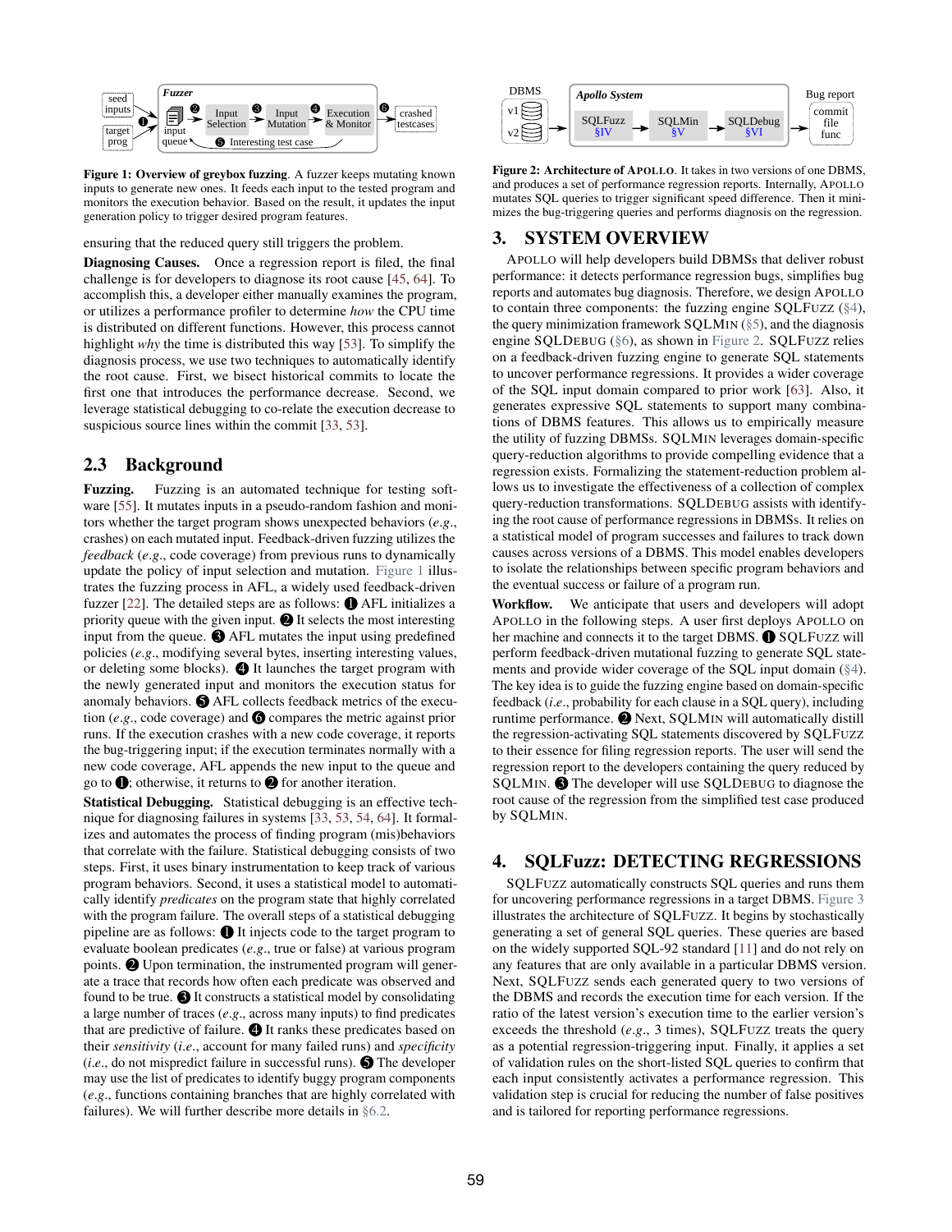**Figure 1: Overview of greybox fuzzing**. A fuzzer keeps mutating known inputs to generate new ones. It feeds each input to the tested program and monitors the execution behavior. Based on the result, it updates the input generation policy to trigger desired program features.

ensuring that the reduced query still triggers the problem.

**Diagnosing Causes.** Once a regression report is filed, the final challenge is for developers to diagnose its root cause [45, 64]. To accomplish this, a developer either manually examines the program, or utilizes a performance profiler to determine *how* the CPU time is distributed on different functions. However, this process cannot highlight *why* the time is distributed this way [53]. To simplify the diagnosis process, we use two techniques to automatically identify the root cause. First, we bisect historical commits to locate the first one that introduces the performance decrease. Second, we leverage statistical debugging to co-relate the execution decrease to suspicious source lines within the commit [33, 53].

## 2.3 Background

**Fuzzing.** Fuzzing is an automated technique for testing software [55]. It mutates inputs in a pseudo-random fashion and monitors whether the target program shows unexpected behaviors (*e.g.*, crashes) on each mutated input. Feedback-driven fuzzing utilizes the *feedback* (*e.g.*, code coverage) from previous runs to dynamically update the policy of input selection and mutation. Figure 1 illustrates the fuzzing process in AFL, a widely used feedback-driven fuzzer [22]. The detailed steps are as follows: ❶ AFL initializes a priority queue with the given input. ❷ It selects the most interesting input from the queue. ❸ AFL mutates the input using predefined policies (*e.g.*, modifying several bytes, inserting interesting values, or deleting some blocks). ❹ It launches the target program with the newly generated input and monitors the execution status for anomaly behaviors. ❺ AFL collects feedback metrics of the execution (*e.g.*, code coverage) and ❻ compares the metric against prior runs. If the execution crashes with a new code coverage, it reports the bug-triggering input; if the execution terminates normally with a new code coverage, AFL appends the new input to the queue and go to ❶; otherwise, it returns to ❷ for another iteration.

**Statistical Debugging.** Statistical debugging is an effective technique for diagnosing failures in systems [33, 53, 54, 64]. It formalizes and automates the process of finding program (mis)behaviors that correlate with the failure. Statistical debugging consists of two steps. First, it uses binary instrumentation to keep track of various program behaviors. Second, it uses a statistical model to automatically identify *predicates* on the program state that highly correlated with the program failure. The overall steps of a statistical debugging pipeline are as follows: ❶ It injects code to the target program to evaluate boolean predicates (*e.g.*, true or false) at various program points. ❷ Upon termination, the instrumented program will generate a trace that records how often each predicate was observed and found to be true. ❸ It constructs a statistical model by consolidating a large number of traces (*e.g.*, across many inputs) to find predicates that are predictive of failure. ❹ It ranks these predicates based on their *sensitivity* (*i.e.*, account for many failed runs) and *specificity* (*i.e.*, do not mispredict failure in successful runs). ❺ The developer may use the list of predicates to identify buggy program components (*e.g.*, functions containing branches that are highly correlated with failures). We will further describe more details in §6.2.

**Figure 2: Architecture of APOLLO**. It takes in two versions of one DBMS, and produces a set of performance regression reports. Internally, APOLLO mutates SQL queries to trigger significant speed difference. Then it minimizes the bug-triggering queries and performs diagnosis on the regression.

# 3. SYSTEM OVERVIEW

APOLLO will help developers build DBMSs that deliver robust performance: it detects performance regression bugs, simplifies bug reports and automates bug diagnosis. Therefore, we design APOLLO to contain three components: the fuzzing engine SQLFUZZ (§4), the query minimization framework SQLMIN (§5), and the diagnosis engine SQLDEBUG (§6), as shown in Figure 2. SQLFUZZ relies on a feedback-driven fuzzing engine to generate SQL statements to uncover performance regressions. It provides a wider coverage of the SQL input domain compared to prior work [63]. Also, it generates expressive SQL statements to support many combinations of DBMS features. This allows us to empirically measure the utility of fuzzing DBMSs. SQLMIN leverages domain-specific query-reduction algorithms to provide compelling evidence that a regression exists. Formalizing the statement-reduction problem allows us to investigate the effectiveness of a collection of complex query-reduction transformations. SQLDEBUG assists with identifying the root cause of performance regressions in DBMSs. It relies on a statistical model of program successes and failures to track down causes across versions of a DBMS. This model enables developers to isolate the relationships between specific program behaviors and the eventual success or failure of a program run.

**Workflow.** We anticipate that users and developers will adopt APOLLO in the following steps. A user first deploys APOLLO on her machine and connects it to the target DBMS. ❶ SQLFUZZ will perform feedback-driven mutational fuzzing to generate SQL statements and provide wider coverage of the SQL input domain (§4). The key idea is to guide the fuzzing engine based on domain-specific feedback (*i.e.*, probability for each clause in a SQL query), including runtime performance. ❷ Next, SQLMIN will automatically distill the regression-activating SQL statements discovered by SQLFUZZ to their essence for filing regression reports. The user will send the regression report to the developers containing the query reduced by SQLMIN. ❸ The developer will use SQLDEBUG to diagnose the root cause of the regression from the simplified test case produced by SQLMIN.

# 4. SQLFuzz: DETECTING REGRESSIONS

SQLFUZZ automatically constructs SQL queries and runs them for uncovering performance regressions in a target DBMS. Figure 3 illustrates the architecture of SQLFUZZ. It begins by stochastically generating a set of general SQL queries. These queries are based on the widely supported SQL-92 standard [11] and do not rely on any features that are only available in a particular DBMS version. Next, SQLFUZZ sends each generated query to two versions of the DBMS and records the execution time for each version. If the ratio of the latest version's execution time to the earlier version's exceeds the threshold (*e.g.*, 3 times), SQLFUZZ treats the query as a potential regression-triggering input. Finally, it applies a set of validation rules on the short-listed SQL queries to confirm that each input consistently activates a performance regression. This validation step is crucial for reducing the number of false positives and is tailored for reporting performance regressions.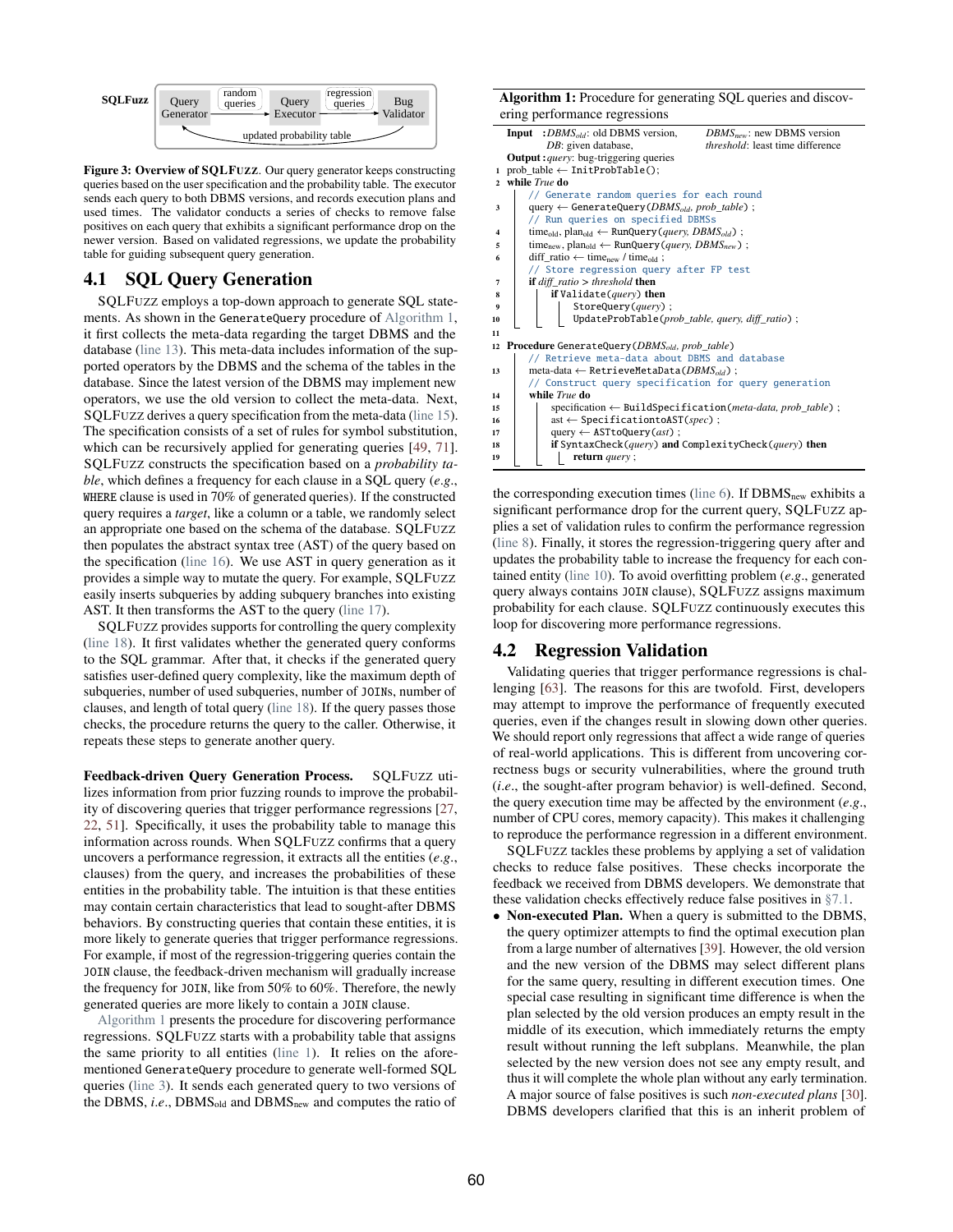SQLFuzz: Query Generator → (random queries) → Query Executor → (regression queries) → Bug Validator; Bug Validator → (updated probability table) → Query Generator

**Figure 3: Overview of SQLFuzz**. Our query generator keeps constructing queries based on the user specification and the probability table. The executor sends each query to both DBMS versions, and records execution plans and used times. The validator conducts a series of checks to remove false positives on each query that exhibits a significant performance drop on the newer version. Based on validated regressions, we update the probability table for guiding subsequent query generation.

## 4.1 SQL Query Generation

SQLFuzz employs a top-down approach to generate SQL statements. As shown in the `GenerateQuery` procedure of Algorithm 1, it first collects the meta-data regarding the target DBMS and the database (line 13). This meta-data includes information of the supported operators by the DBMS and the schema of the tables in the database. Since the latest version of the DBMS may implement new operators, we use the old version to collect the meta-data. Next, SQLFuzz derives a query specification from the meta-data (line 15). The specification consists of a set of rules for symbol substitution, which can be recursively applied for generating queries [49, 71]. SQLFuzz constructs the specification based on a *probability table*, which defines a frequency for each clause in a SQL query (*e.g.*, `WHERE` clause is used in 70% of generated queries). If the constructed query requires a *target*, like a column or a table, we randomly select an appropriate one based on the schema of the database. SQLFuzz then populates the abstract syntax tree (AST) of the query based on the specification (line 16). We use AST in query generation as it provides a simple way to mutate the query. For example, SQLFuzz easily inserts subqueries by adding subquery branches into existing AST. It then transforms the AST to the query (line 17).

SQLFuzz provides supports for controlling the query complexity (line 18). It first validates whether the generated query conforms to the SQL grammar. After that, it checks if the generated query satisfies user-defined query complexity, like the maximum depth of subqueries, number of used subqueries, number of `JOIN`s, number of clauses, and length of total query (line 18). If the query passes those checks, the procedure returns the query to the caller. Otherwise, it repeats these steps to generate another query.

**Feedback-driven Query Generation Process.** SQLFuzz utilizes information from prior fuzzing rounds to improve the probability of discovering queries that trigger performance regressions [27, 22, 51]. Specifically, it uses the probability table to manage this information across rounds. When SQLFuzz confirms that a query uncovers a performance regression, it extracts all the entities (*e.g.*, clauses) from the query, and increases the probabilities of these entities in the probability table. The intuition is that these entities may contain certain characteristics that lead to sought-after DBMS behaviors. By constructing queries that contain these entities, it is more likely to generate queries that trigger performance regressions. For example, if most of the regression-triggering queries contain the `JOIN` clause, the feedback-driven mechanism will gradually increase the frequency for `JOIN`, like from 50% to 60%. Therefore, the newly generated queries are more likely to contain a `JOIN` clause.

Algorithm 1 presents the procedure for discovering performance regressions. SQLFuzz starts with a probability table that assigns the same priority to all entities (line 1). It relies on the aforementioned `GenerateQuery` procedure to generate well-formed SQL queries (line 3). It sends each generated query to two versions of the DBMS, *i.e.*, $DBMS_{old}$ and $DBMS_{new}$ and computes the ratio of the corresponding execution times (line 6). If $DBMS_{new}$ exhibits a significant performance drop for the current query, SQLFuzz applies a set of validation rules to confirm the performance regression (line 8). Finally, it stores the regression-triggering query after and updates the probability table to increase the frequency for each contained entity (line 10). To avoid overfitting problem (*e.g.*, generated query always contains `JOIN` clause), SQLFuzz assigns maximum probability for each clause. SQLFuzz continuously executes this loop for discovering more performance regressions.

**Algorithm 1:** Procedure for generating SQL queries and discovering performance regressions

```
Input  : DBMS_old: old DBMS version,   DBMS_new: new DBMS version
         DB: given database,           threshold: least time difference
Output : query: bug-triggering queries
1  prob_table ← InitProbTable();
2  while True do
       // Generate random queries for each round
3      query ← GenerateQuery(DBMS_old, prob_table) ;
       // Run queries on specified DBMSs
4      time_old, plan_old ← RunQuery(query, DBMS_old) ;
5      time_new, plan_old ← RunQuery(query, DBMS_new) ;
6      diff_ratio ← time_new / time_old ;
       // Store regression query after FP test
7      if diff_ratio > threshold then
8          if Validate(query) then
9              StoreQuery(query) ;
10             UpdateProbTable(prob_table, query, diff_ratio) ;
11
12 Procedure GenerateQuery(DBMS_old, prob_table)
       // Retrieve meta-data about DBMS and database
13     meta-data ← RetrieveMetaData(DBMS_old) ;
       // Construct query specification for query generation
14     while True do
15         specification ← BuildSpecification(meta-data, prob_table) ;
16         ast ← SpecificationtoAST(spec) ;
17         query ← ASTtoQuery(ast) ;
18         if SyntaxCheck(query) and ComplexityCheck(query) then
19             return query ;
```

## 4.2 Regression Validation

Validating queries that trigger performance regressions is challenging [63]. The reasons for this are twofold. First, developers may attempt to improve the performance of frequently executed queries, even if the changes result in slowing down other queries. We should report only regressions that affect a wide range of queries of real-world applications. This is different from uncovering correctness bugs or security vulnerabilities, where the ground truth (*i.e.*, the sought-after program behavior) is well-defined. Second, the query execution time may be affected by the environment (*e.g.*, number of CPU cores, memory capacity). This makes it challenging to reproduce the performance regression in a different environment.

SQLFuzz tackles these problems by applying a set of validation checks to reduce false positives. These checks incorporate the feedback we received from DBMS developers. We demonstrate that these validation checks effectively reduce false positives in §7.1.

- **Non-executed Plan.** When a query is submitted to the DBMS, the query optimizer attempts to find the optimal execution plan from a large number of alternatives [39]. However, the old version and the new version of the DBMS may select different plans for the same query, resulting in different execution times. One special case resulting in significant time difference is when the plan selected by the old version produces an empty result in the middle of its execution, which immediately returns the empty result without running the left subplans. Meanwhile, the plan selected by the new version does not see any empty result, and thus it will complete the whole plan without any early termination. A major source of false positives is such *non-executed plans* [30]. DBMS developers clarified that this is an inherit problem of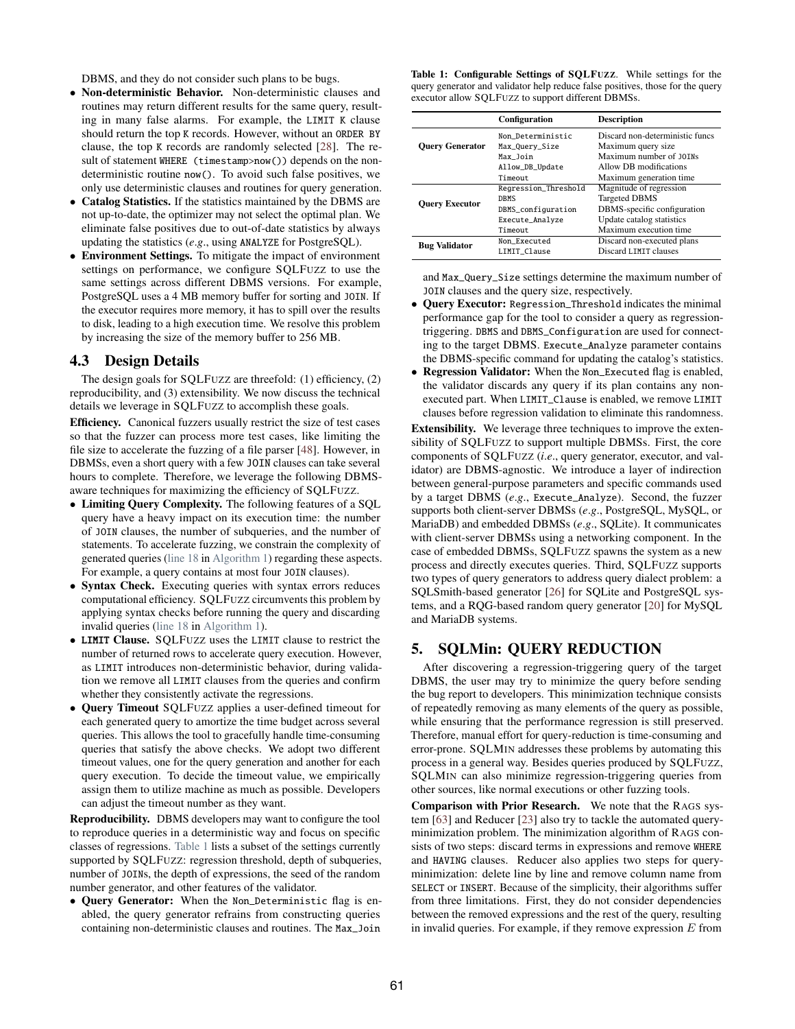DBMS, and they do not consider such plans to be bugs.

- **Non-deterministic Behavior.** Non-deterministic clauses and routines may return different results for the same query, resulting in many false alarms. For example, the `LIMIT K` clause should return the top `K` records. However, without an `ORDER BY` clause, the top `K` records are randomly selected [28]. The result of statement `WHERE (timestamp>now())` depends on the non-deterministic routine `now()`. To avoid such false positives, we only use deterministic clauses and routines for query generation.
- **Catalog Statistics.** If the statistics maintained by the DBMS are not up-to-date, the optimizer may not select the optimal plan. We eliminate false positives due to out-of-date statistics by always updating the statistics (*e.g.*, using `ANALYZE` for PostgreSQL).
- **Environment Settings.** To mitigate the impact of environment settings on performance, we configure SQLFUZZ to use the same settings across different DBMS versions. For example, PostgreSQL uses a 4 MB memory buffer for sorting and `JOIN`. If the executor requires more memory, it has to spill over the results to disk, leading to a high execution time. We resolve this problem by increasing the size of the memory buffer to 256 MB.

## 4.3 Design Details

The design goals for SQLFUZZ are threefold: (1) efficiency, (2) reproducibility, and (3) extensibility. We now discuss the technical details we leverage in SQLFUZZ to accomplish these goals.

**Efficiency.** Canonical fuzzers usually restrict the size of test cases so that the fuzzer can process more test cases, like limiting the file size to accelerate the fuzzing of a file parser [48]. However, in DBMSs, even a short query with a few `JOIN` clauses can take several hours to complete. Therefore, we leverage the following DBMS-aware techniques for maximizing the efficiency of SQLFUZZ.

- **Limiting Query Complexity.** The following features of a SQL query have a heavy impact on its execution time: the number of `JOIN` clauses, the number of subqueries, and the number of statements. To accelerate fuzzing, we constrain the complexity of generated queries (line 18 in Algorithm 1) regarding these aspects. For example, a query contains at most four `JOIN` clauses).
- **Syntax Check.** Executing queries with syntax errors reduces computational efficiency. SQLFUZZ circumvents this problem by applying syntax checks before running the query and discarding invalid queries (line 18 in Algorithm 1).
- **`LIMIT` Clause.** SQLFUZZ uses the `LIMIT` clause to restrict the number of returned rows to accelerate query execution. However, as `LIMIT` introduces non-deterministic behavior, during validation we remove all `LIMIT` clauses from the queries and confirm whether they consistently activate the regressions.
- **Query Timeout** SQLFUZZ applies a user-defined timeout for each generated query to amortize the time budget across several queries. This allows the tool to gracefully handle time-consuming queries that satisfy the above checks. We adopt two different timeout values, one for the query generation and another for each query execution. To decide the timeout value, we empirically assign them to utilize machine as much as possible. Developers can adjust the timeout number as they want.

**Reproducibility.** DBMS developers may want to configure the tool to reproduce queries in a deterministic way and focus on specific classes of regressions. Table 1 lists a subset of the settings currently supported by SQLFUZZ: regression threshold, depth of subqueries, number of `JOIN`s, the depth of expressions, the seed of the random number generator, and other features of the validator.

- **Query Generator:** When the `Non_Deterministic` flag is enabled, the query generator refrains from constructing queries containing non-deterministic clauses and routines. The `Max_Join` and `Max_Query_Size` settings determine the maximum number of `JOIN` clauses and the query size, respectively.
- **Query Executor:** `Regression_Threshold` indicates the minimal performance gap for the tool to consider a query as regression-triggering. `DBMS` and `DBMS_Configuration` are used for connecting to the target DBMS. `Execute_Analyze` parameter contains the DBMS-specific command for updating the catalog's statistics.
- **Regression Validator:** When the `Non_Executed` flag is enabled, the validator discards any query if its plan contains any non-executed part. When `LIMIT_Clause` is enabled, we remove `LIMIT` clauses before regression validation to eliminate this randomness.

**Table 1: Configurable Settings of SQLFUZZ.** While settings for the query generator and validator help reduce false positives, those for the query executor allow SQLFUZZ to support different DBMSs.

| | Configuration | Description |
|---|---|---|
| Query Generator | `Non_Deterministic` | Discard non-deterministic funcs |
| | `Max_Query_Size` | Maximum query size |
| | `Max_Join` | Maximum number of `JOIN`s |
| | `Allow_DB_Update` | Allow DB modifications |
| | `Timeout` | Maximum generation time |
| Query Executor | `Regression_Threshold` | Magnitude of regression |
| | `DBMS` | Targeted DBMS |
| | `DBMS_configuration` | DBMS-specific configuration |
| | `Execute_Analyze` | Update catalog statistics |
| | `Timeout` | Maximum execution time |
| Bug Validator | `Non_Executed` | Discard non-executed plans |
| | `LIMIT_Clause` | Discard `LIMIT` clauses |

**Extensibility.** We leverage three techniques to improve the extensibility of SQLFUZZ to support multiple DBMSs. First, the core components of SQLFUZZ (*i.e.*, query generator, executor, and validator) are DBMS-agnostic. We introduce a layer of indirection between general-purpose parameters and specific commands used by a target DBMS (*e.g.*, `Execute_Analyze`). Second, the fuzzer supports both client-server DBMSs (*e.g.*, PostgreSQL, MySQL, or MariaDB) and embedded DBMSs (*e.g.*, SQLite). It communicates with client-server DBMSs using a networking component. In the case of embedded DBMSs, SQLFUZZ spawns the system as a new process and directly executes queries. Third, SQLFUZZ supports two types of query generators to address query dialect problem: a SQLSmith-based generator [26] for SQLite and PostgreSQL systems, and a RQG-based random query generator [20] for MySQL and MariaDB systems.

# 5. SQLMin: QUERY REDUCTION

After discovering a regression-triggering query of the target DBMS, the user may try to minimize the query before sending the bug report to developers. This minimization technique consists of repeatedly removing as many elements of the query as possible, while ensuring that the performance regression is still preserved. Therefore, manual effort for query-reduction is time-consuming and error-prone. SQLMIN addresses these problems by automating this process in a general way. Besides queries produced by SQLFUZZ, SQLMIN can also minimize regression-triggering queries from other sources, like normal executions or other fuzzing tools.

**Comparison with Prior Research.** We note that the RAGS system [63] and Reducer [23] also try to tackle the automated query-minimization problem. The minimization algorithm of RAGS consists of two steps: discard terms in expressions and remove `WHERE` and `HAVING` clauses. Reducer also applies two steps for query-minimization: delete line by line and remove column name from `SELECT` or `INSERT`. Because of the simplicity, their algorithms suffer from three limitations. First, they do not consider dependencies between the removed expressions and the rest of the query, resulting in invalid queries. For example, if they remove expression $E$ from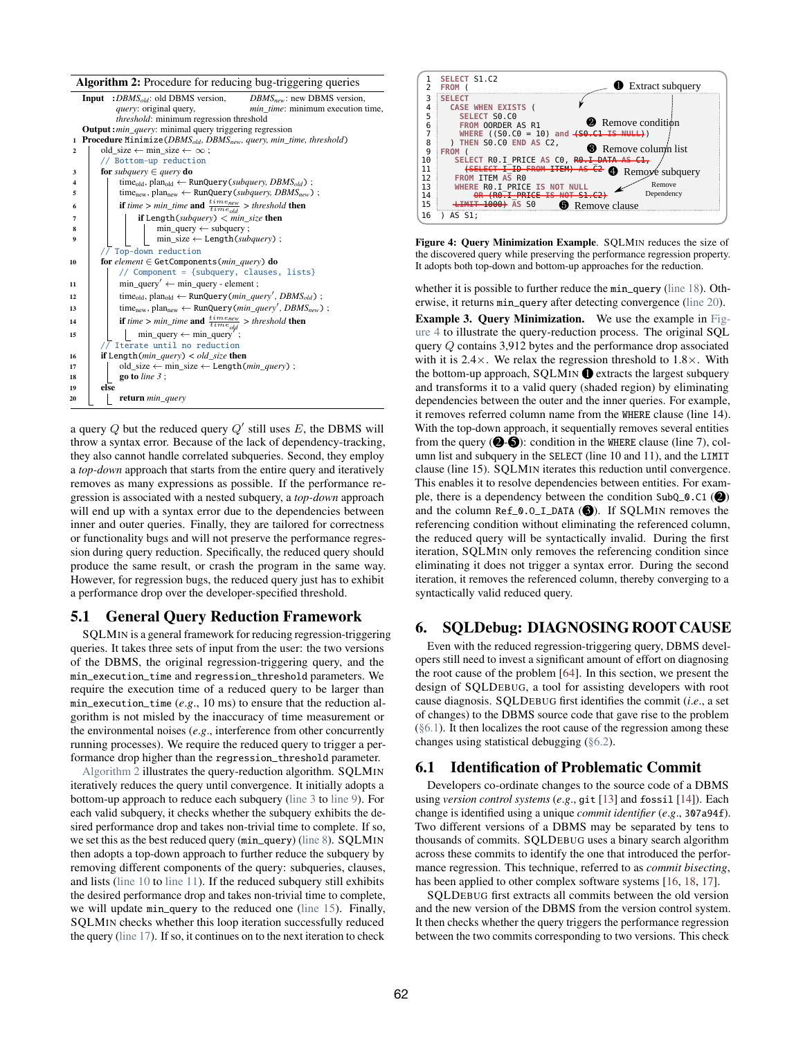**Algorithm 2:** Procedure for reducing bug-triggering queries

```
Input  : DBMS_old: old DBMS version,        DBMS_new: new DBMS version,
         query: original query,              min_time: minimum execution time,
         threshold: minimum regression threshold
Output : min_query: minimal query triggering regression
1  Procedure Minimize(DBMS_old, DBMS_new, query, min_time, threshold)
2      old_size ← min_size ← ∞ ;
       // Bottom-up reduction
3      for subquery ∈ query do
4          time_old, plan_old ← RunQuery(subquery, DBMS_old) ;
5          time_new, plan_new ← RunQuery(subquery, DBMS_new) ;
6          if time > min_time and time_new/time_old > threshold then
7              if Length(subquery) < min_size then
8                  min_query ← subquery ;
9                  min_size ← Length(subquery) ;
       // Top-down reduction
10     for element ∈ GetComponents(min_query) do
           // Component = {subquery, clauses, lists}
11         min_query' ← min_query - element ;
12         time_old, plan_old ← RunQuery(min_query', DBMS_old) ;
13         time_new, plan_new ← RunQuery(min_query', DBMS_new) ;
14         if time > min_time and time_new/time_old > threshold then
15             min_query ← min_query' ;
       // Iterate until no reduction
16     if Length(min_query) < old_size then
17         old_size ← min_size ← Length(min_query) ;
18         go to line 3 ;
19     else
20         return min_query
```

a query $Q$ but the reduced query $Q'$ still uses $E$, the DBMS will throw a syntax error. Because of the lack of dependency-tracking, they also cannot handle correlated subqueries. Second, they employ a *top-down* approach that starts from the entire query and iteratively removes as many expressions as possible. If the performance regression is associated with a nested subquery, a *top-down* approach will end up with a syntax error due to the dependencies between inner and outer queries. Finally, they are tailored for correctness or functionality bugs and will not preserve the performance regression during query reduction. Specifically, the reduced query should produce the same result, or crash the program in the same way. However, for regression bugs, the reduced query just has to exhibit a performance drop over the developer-specified threshold.

## 5.1 General Query Reduction Framework

SQLMIN is a general framework for reducing regression-triggering queries. It takes three sets of input from the user: the two versions of the DBMS, the original regression-triggering query, and the `min_execution_time` and `regression_threshold` parameters. We require the execution time of a reduced query to be larger than `min_execution_time` (*e.g.*, 10 ms) to ensure that the reduction algorithm is not misled by the inaccuracy of time measurement or the environmental noises (*e.g.*, interference from other concurrently running processes). We require the reduced query to trigger a performance drop higher than the `regression_threshold` parameter.

Algorithm 2 illustrates the query-reduction algorithm. SQLMIN iteratively reduces the query until convergence. It initially adopts a bottom-up approach to reduce each subquery (line 3 to line 9). For each valid subquery, it checks whether the subquery exhibits the desired performance drop and takes non-trivial time to complete. If so, we set this as the best reduced query (`min_query`) (line 8). SQLMIN then adopts a top-down approach to further reduce the subquery by removing different components of the query: subqueries, clauses, and lists (line 10 to line 11). If the reduced subquery still exhibits the desired performance drop and takes non-trivial time to complete, we will update `min_query` to the reduced one (line 15). Finally, SQLMIN checks whether this loop iteration successfully reduced the query (line 17). If so, it continues on to the next iteration to check

```
1  SELECT S1.C2
2  FROM (                                          ❶ Extract subquery
3    SELECT
4      CASE WHEN EXISTS (
5        SELECT S0.C0
6        FROM OORDER AS R1                        ❷ Remove condition
7        WHERE ((S0.C0 = 10) and (S0.C1 IS NULL))
8      ) THEN S0.C0 END AS C2,
9    FROM (                                        ❸ Remove column list
10     SELECT R0.I_PRICE AS C0, R0.I_DATA AS C1,
11     (SELECT I_ID FROM ITEM) AS C2             ❹ Remove subquery
12     FROM ITEM AS R0
13     WHERE R0.I_PRICE IS NOT NULL                  Remove
14       OR (R0.I_PRICE IS NOT S1.C2)                Dependency
15     LIMIT 1000) AS S0                           ❺ Remove clause
16  ) AS S1;
```

**Figure 4: Query Minimization Example.** SQLMIN reduces the size of the discovered query while preserving the performance regression property. It adopts both top-down and bottom-up approaches for the reduction.

whether it is possible to further reduce the `min_query` (line 18). Otherwise, it returns `min_query` after detecting convergence (line 20).

**Example 3. Query Minimization.** We use the example in Figure 4 to illustrate the query-reduction process. The original SQL query $Q$ contains 3,912 bytes and the performance drop associated with it is 2.4×. We relax the regression threshold to 1.8×. With the bottom-up approach, SQLMIN ❶ extracts the largest subquery and transforms it to a valid query (shaded region) by eliminating dependencies between the outer and the inner queries. For example, it removes referred column name from the `WHERE` clause (line 14). With the top-down approach, it sequentially removes several entities from the query (❷-❺): condition in the `WHERE` clause (line 7), column list and subquery in the `SELECT` (line 10 and 11), and the `LIMIT` clause (line 15). SQLMIN iterates this reduction until convergence. This enables it to resolve dependencies between entities. For example, there is a dependency between the condition `SubQ_0.C1` (❷) and the column `Ref_0.O_I_DATA` (❸). If SQLMIN removes the referencing condition without eliminating the referenced column, the reduced query will be syntactically invalid. During the first iteration, SQLMIN only removes the referencing condition since eliminating it does not trigger a syntax error. During the second iteration, it removes the referenced column, thereby converging to a syntactically valid reduced query.

# 6. SQLDebug: DIAGNOSING ROOT CAUSE

Even with the reduced regression-triggering query, DBMS developers still need to invest a significant amount of effort on diagnosing the root cause of the problem [64]. In this section, we present the design of SQLDEBUG, a tool for assisting developers with root cause diagnosis. SQLDEBUG first identifies the commit (*i.e.*, a set of changes) to the DBMS source code that gave rise to the problem (§6.1). It then localizes the root cause of the regression among these changes using statistical debugging (§6.2).

## 6.1 Identification of Problematic Commit

Developers co-ordinate changes to the source code of a DBMS using *version control systems* (*e.g.*, `git` [13] and `fossil` [14]). Each change is identified using a unique *commit identifier* (*e.g.*, `307a94f`). Two different versions of a DBMS may be separated by tens to thousands of commits. SQLDEBUG uses a binary search algorithm across these commits to identify the one that introduced the performance regression. This technique, referred to as *commit bisecting*, has been applied to other complex software systems [16, 18, 17].

SQLDEBUG first extracts all commits between the old version and the new version of the DBMS from the version control system. It then checks whether the query triggers the performance regression between the two commits corresponding to two versions. This check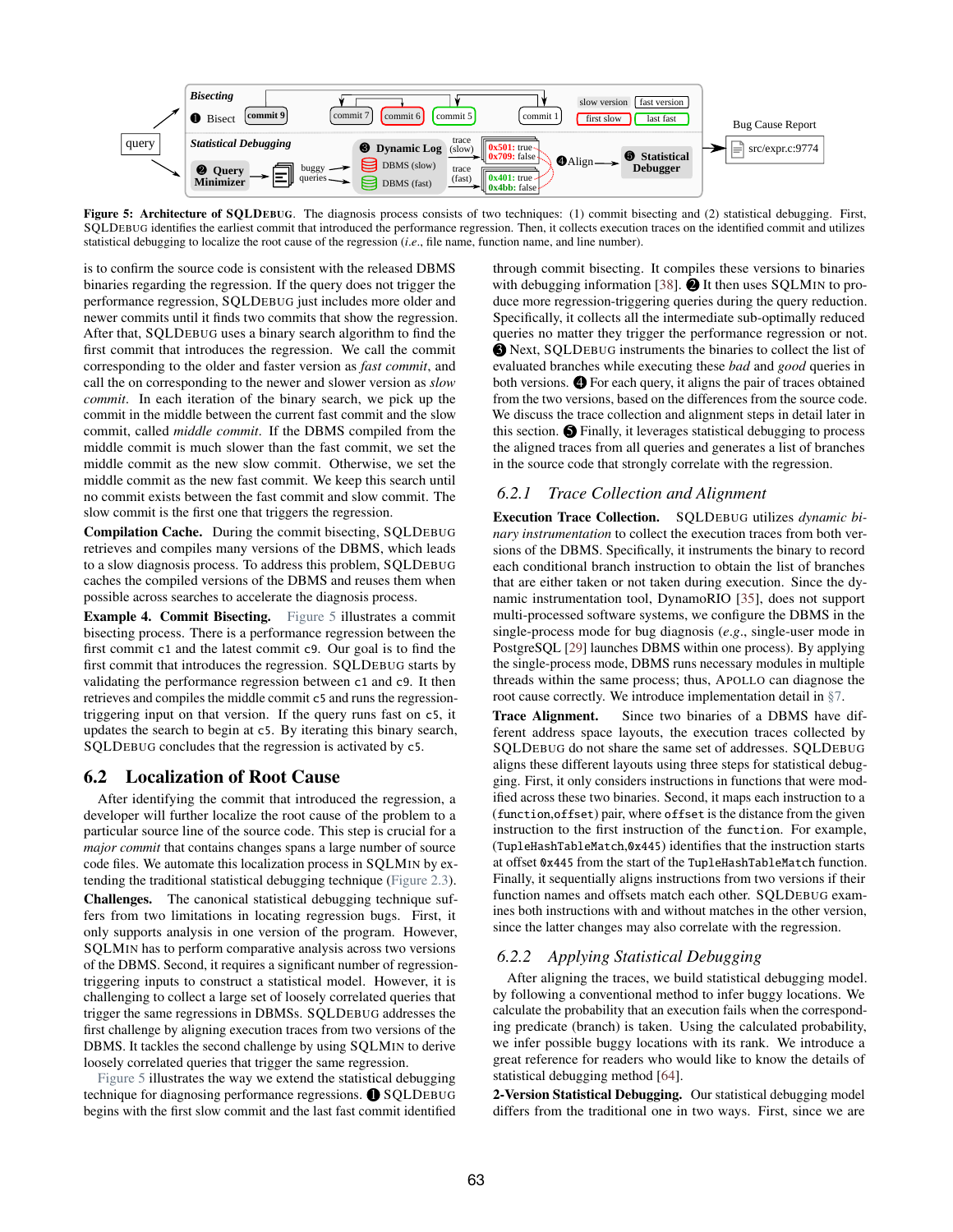**Figure 5: Architecture of SQLDEBUG.** The diagnosis process consists of two techniques: (1) commit bisecting and (2) statistical debugging. First, SQLDEBUG identifies the earliest commit that introduced the performance regression. Then, it collects execution traces on the identified commit and utilizes statistical debugging to localize the root cause of the regression (*i.e.*, file name, function name, and line number).

is to confirm the source code is consistent with the released DBMS binaries regarding the regression. If the query does not trigger the performance regression, SQLDEBUG just includes more older and newer commits until it finds two commits that show the regression. After that, SQLDEBUG uses a binary search algorithm to find the first commit that introduces the regression. We call the commit corresponding to the older and faster version as *fast commit*, and call the on corresponding to the newer and slower version as *slow commit*. In each iteration of the binary search, we pick up the commit in the middle between the current fast commit and the slow commit, called *middle commit*. If the DBMS compiled from the middle commit is much slower than the fast commit, we set the middle commit as the new slow commit. Otherwise, we set the middle commit as the new fast commit. We keep this search until no commit exists between the fast commit and slow commit. The slow commit is the first one that triggers the regression.

**Compilation Cache.** During the commit bisecting, SQLDEBUG retrieves and compiles many versions of the DBMS, which leads to a slow diagnosis process. To address this problem, SQLDEBUG caches the compiled versions of the DBMS and reuses them when possible across searches to accelerate the diagnosis process.

**Example 4. Commit Bisecting.** Figure 5 illustrates a commit bisecting process. There is a performance regression between the first commit `c1` and the latest commit `c9`. Our goal is to find the first commit that introduces the regression. SQLDEBUG starts by validating the performance regression between `c1` and `c9`. It then retrieves and compiles the middle commit `c5` and runs the regression-triggering input on that version. If the query runs fast on `c5`, it updates the search to begin at `c5`. By iterating this binary search, SQLDEBUG concludes that the regression is activated by `c5`.

## 6.2 Localization of Root Cause

After identifying the commit that introduced the regression, a developer will further localize the root cause of the problem to a particular source line of the source code. This step is crucial for a *major commit* that contains changes spans a large number of source code files. We automate this localization process in SQLMIN by extending the traditional statistical debugging technique (Figure 2.3).

**Challenges.** The canonical statistical debugging technique suffers from two limitations in locating regression bugs. First, it only supports analysis in one version of the program. However, SQLMIN has to perform comparative analysis across two versions of the DBMS. Second, it requires a significant number of regression-triggering inputs to construct a statistical model. However, it is challenging to collect a large set of loosely correlated queries that trigger the same regressions in DBMSs. SQLDEBUG addresses the first challenge by aligning execution traces from two versions of the DBMS. It tackles the second challenge by using SQLMIN to derive loosely correlated queries that trigger the same regression.

Figure 5 illustrates the way we extend the statistical debugging technique for diagnosing performance regressions. ❶ SQLDEBUG begins with the first slow commit and the last fast commit identified through commit bisecting. It compiles these versions to binaries with debugging information [38]. ❷ It then uses SQLMIN to produce more regression-triggering queries during the query reduction. Specifically, it collects all the intermediate sub-optimally reduced queries no matter they trigger the performance regression or not. ❸ Next, SQLDEBUG instruments the binaries to collect the list of evaluated branches while executing these *bad* and *good* queries in both versions. ❹ For each query, it aligns the pair of traces obtained from the two versions, based on the differences from the source code. We discuss the trace collection and alignment steps in detail later in this section. ❺ Finally, it leverages statistical debugging to process the aligned traces from all queries and generates a list of branches in the source code that strongly correlate with the regression.

### 6.2.1 Trace Collection and Alignment

**Execution Trace Collection.** SQLDEBUG utilizes *dynamic binary instrumentation* to collect the execution traces from both versions of the DBMS. Specifically, it instruments the binary to record each conditional branch instruction to obtain the list of branches that are either taken or not taken during execution. Since the dynamic instrumentation tool, DynamoRIO [35], does not support multi-processed software systems, we configure the DBMS in the single-process mode for bug diagnosis (*e.g.*, single-user mode in PostgreSQL [29] launches DBMS within one process). By applying the single-process mode, DBMS runs necessary modules in multiple threads within the same process; thus, APOLLO can diagnose the root cause correctly. We introduce implementation detail in §7.

**Trace Alignment.** Since two binaries of a DBMS have different address space layouts, the execution traces collected by SQLDEBUG do not share the same set of addresses. SQLDEBUG aligns these different layouts using three steps for statistical debugging. First, it only considers instructions in functions that were modified across these two binaries. Second, it maps each instruction to a (`function`,`offset`) pair, where `offset` is the distance from the given instruction to the first instruction of the `function`. For example, (`TupleHashTableMatch`,`0x445`) identifies that the instruction starts at offset `0x445` from the start of the `TupleHashTableMatch` function. Finally, it sequentially aligns instructions from two versions if their function names and offsets match each other. SQLDEBUG examines both instructions with and without matches in the other version, since the latter changes may also correlate with the regression.

### 6.2.2 Applying Statistical Debugging

After aligning the traces, we build statistical debugging model. by following a conventional method to infer buggy locations. We calculate the probability that an execution fails when the corresponding predicate (branch) is taken. Using the calculated probability, we infer possible buggy locations with its rank. We introduce a great reference for readers who would like to know the details of statistical debugging method [64].

**2-Version Statistical Debugging.** Our statistical debugging model differs from the traditional one in two ways. First, since we are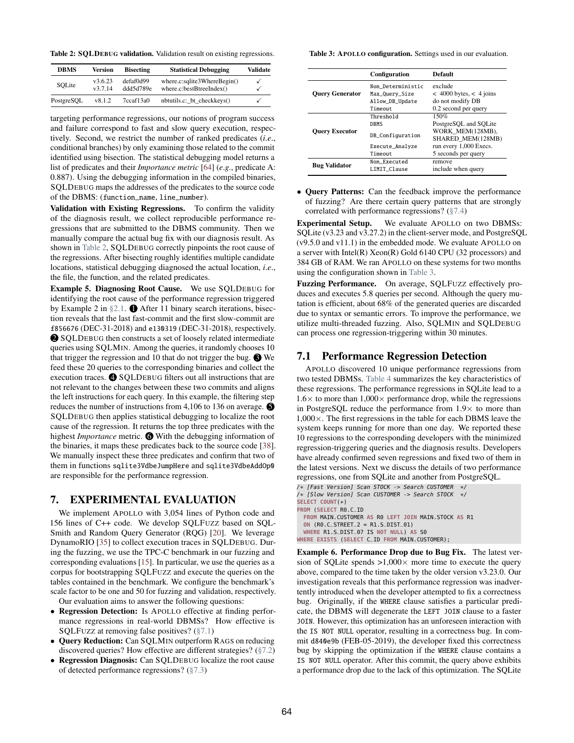**Table 2: SQLDEBUG validation.** Validation result on existing regressions.

| DBMS | Version | Bisecting | Statistical Debugging | Validate |
|---|---|---|---|---|
| SQLite | v3.6.23 | defaf0d99 | where.c:sqlite3WhereBegin() | ✓ |
| | v3.7.14 | ddd5d789e | where.c:bestBtreeIndex() | ✓ |
| PostgreSQL | v8.1.2 | 7ccaf13a0 | nbtutils.c:_bt_checkkeys() | ✓ |

targeting performance regressions, our notions of program success and failure correspond to fast and slow query execution, respectively. Second, we restrict the number of ranked predicates (*i.e.*, conditional branches) by only examining those related to the commit identified using bisection. The statistical debugging model returns a list of predicates and their *Importance metric* [64] (*e.g.*, predicate A: 0.887). Using the debugging information in the compiled binaries, SQLDEBUG maps the addresses of the predicates to the source code of the DBMS: (`function_name`, `line_number`).

**Validation with Existing Regressions.** To confirm the validity of the diagnosis result, we collect reproducible performance regressions that are submitted to the DBMS community. Then we manually compare the actual bug fix with our diagnosis result. As shown in Table 2, SQLDEBUG correctly pinpoints the root cause of the regressions. After bisecting roughly identifies multiple candidate locations, statistical debugging diagnosed the actual location, *i.e.*, the file, the function, and the related predicates.

**Example 5. Diagnosing Root Cause.** We use SQLDEBUG for identifying the root cause of the performance regression triggered by Example 2 in §2.1. ❶ After 11 binary search iterations, bisection reveals that the last fast-commit and the first slow-commit are `f856676` (DEC-31-2018) and `e130319` (DEC-31-2018), respectively. ❷ SQLDEBUG then constructs a set of loosely related intermediate queries using SQLMIN. Among the queries, it randomly chooses 10 that trigger the regression and 10 that do not trigger the bug. ❸ We feed these 20 queries to the corresponding binaries and collect the execution traces. ❹ SQLDEBUG filters out all instructions that are not relevant to the changes between these two commits and aligns the left instructions for each query. In this example, the filtering step reduces the number of instructions from 4,106 to 136 on average. ❺ SQLDEBUG then applies statistical debugging to localize the root cause of the regression. It returns the top three predicates with the highest *Importance* metric. ❻ With the debugging information of the binaries, it maps these predicates back to the source code [38]. We manually inspect these three predicates and confirm that two of them in functions `sqlite3VdbeJumpHere` and `sqlite3VdbeAddOp0` are responsible for the performance regression.

## 7. EXPERIMENTAL EVALUATION

We implement APOLLO with 3,054 lines of Python code and 156 lines of C++ code. We develop SQLFUZZ based on SQLSmith and Random Query Generator (RQG) [20]. We leverage DynamoRIO [35] to collect execution traces in SQLDEBUG. During the fuzzing, we use the TPC-C benchmark in our fuzzing and corresponding evaluations [15]. In particular, we use the queries as a corpus for bootstrapping SQLFUZZ and execute the queries on the tables contained in the benchmark. We configure the benchmark's scale factor to be one and 50 for fuzzing and validation, respectively.

Our evaluation aims to answer the following questions:

- **Regression Detection:** Is APOLLO effective at finding performance regressions in real-world DBMSs? How effective is SQLFUZZ at removing false positives? (§7.1)
- **Query Reduction:** Can SQLMIN outperform RAGS on reducing discovered queries? How effective are different strategies? (§7.2)
- **Regression Diagnosis:** Can SQLDEBUG localize the root cause of detected performance regressions? (§7.3)

**Table 3: APOLLO configuration.** Settings used in our evaluation.

| | Configuration | Default |
|---|---|---|
| Query Generator | `Non_Deterministic` | exclude |
| | `Max_Query_Size` | < 4000 bytes, < 4 joins |
| | `Allow_DB_Update` | do not modify DB |
| | `Timeout` | 0.2 second per query |
| Query Executor | `Threshold` | 150% |
| | `DBMS` | PostgreSQL and SQLite |
| | `DB_Configuration` | WORK_MEM(128MB), SHARED_MEM(128MB) |
| | `Execute_Analyze` | run every 1,000 Execs. |
| | `Timeout` | 5 seconds per query |
| Bug Validator | `Non_Executed` | remove |
| | `LIMIT_Clause` | include when query |

- **Query Patterns:** Can the feedback improve the performance of fuzzing? Are there certain query patterns that are strongly correlated with performance regressions? (§7.4)

**Experimental Setup.** We evaluate APOLLO on two DBMSs: SQLite (v3.23 and v3.27.2) in the client-server mode, and PostgreSQL (v9.5.0 and v11.1) in the embedded mode. We evaluate APOLLO on a server with Intel(R) Xeon(R) Gold 6140 CPU (32 processors) and 384 GB of RAM. We ran APOLLO on these systems for two months using the configuration shown in Table 3.

**Fuzzing Performance.** On average, SQLFUZZ effectively produces and executes 5.8 queries per second. Although the query mutation is efficient, about 68% of the generated queries are discarded due to syntax or semantic errors. To improve the performance, we utilize multi-threaded fuzzing. Also, SQLMIN and SQLDEBUG can process one regression-triggering within 30 minutes.

### 7.1 Performance Regression Detection

APOLLO discovered 10 unique performance regressions from two tested DBMSs. Table 4 summarizes the key characteristics of these regressions. The performance regressions in SQLite lead to a 1.6× to more than 1,000× performance drop, while the regressions in PostgreSQL reduce the performance from 1.9× to more than 1,000×. The first regressions in the table for each DBMS leave the system keeps running for more than one day. We reported these 10 regressions to the corresponding developers with the minimized regression-triggering queries and the diagnosis results. Developers have already confirmed seven regressions and fixed two of them in the latest versions. Next we discuss the details of two performance regressions, one from SQLite and another from PostgreSQL.

```
/* [Fast Version] Scan STOCK -> Search CUSTOMER  */
/* [Slow Version] Scan CUSTOMER -> Search STOCK  */
SELECT COUNT(*)
FROM (SELECT R0.C_ID
  FROM MAIN.CUSTOMER AS R0 LEFT JOIN MAIN.STOCK AS R1
  ON (R0.C_STREET_2 = R1.S_DIST_01)
  WHERE R1.S_DIST_07 IS NOT NULL) AS S0
WHERE EXISTS (SELECT C_ID FROM MAIN.CUSTOMER);
```

**Example 6. Performance Drop due to Bug Fix.** The latest version of SQLite spends >1,000× more time to execute the query above, compared to the time taken by the older version v3.23.0. Our investigation reveals that this performance regression was inadvertently introduced when the developer attempted to fix a correctness bug. Originally, if the `WHERE` clause satisfies a particular predicate, the DBMS will degenerate the `LEFT JOIN` clause to a faster `JOIN`. However, this optimization has an unforeseen interaction with the `IS NOT NULL` operator, resulting in a correctness bug. In commit `d840e9b` (FEB-05-2019), the developer fixed this correctness bug by skipping the optimization if the `WHERE` clause contains a `IS NOT NULL` operator. After this commit, the query above exhibits a performance drop due to the lack of this optimization. The SQLite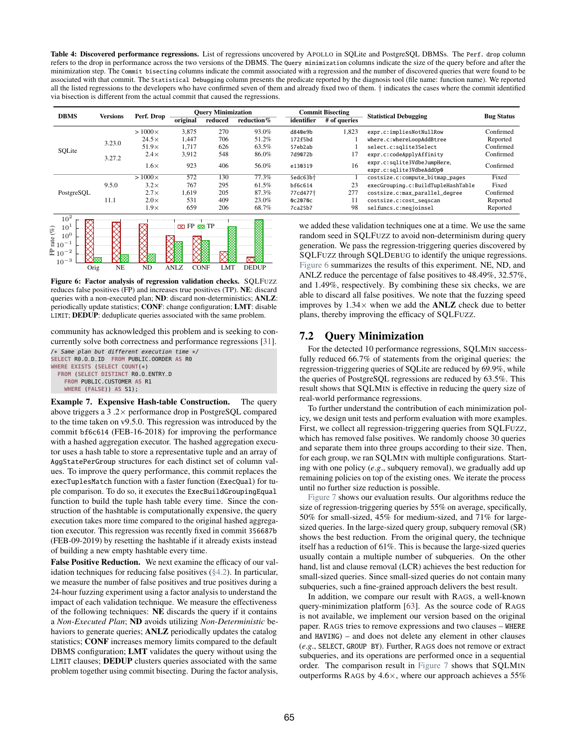**Table 4: Discovered performance regressions.** List of regressions uncovered by APOLLO in SQLite and PostgreSQL DBMSs. The `Perf. drop` column refers to the drop in performance across the two versions of the DBMS. The `Query minimization` columns indicate the size of the query before and after the minimization step. The `Commit bisecting` columns indicate the commit associated with a regression and the number of discovered queries that were found to be associated with that commit. The `Statistical Debugging` column presents the predicate reported by the diagnosis tool (file name: function name). We reported all the listed regressions to the developers who have confirmed seven of them and already fixed two of them. † indicates the cases where the commit identified via bisection is different from the actual commit that caused the regressions.

| DBMS | Versions | Perf. Drop | Query Minimization | | | Commit Bisecting | | Statistical Debugging | Bug Status |
|---|---|---|---|---|---|---|---|---|---|
| | | | original | reduced | reduction% | identifier | # of queries | | |
| SQLite | 3.23.0 / 3.27.2 | > 1000× | 3,875 | 270 | 93.0% | d840e9b | 1,823 | expr.c:impliesNotNullRow | Confirmed |
| | | 24.5× | 1,447 | 706 | 51.2% | 172f5bd | 1 | where.c:whereLoopAddBtree | Reported |
| | | 51.9× | 1,717 | 626 | 63.5% | 57eb2ab | 1 | select.c:sqlite3Select | Confirmed |
| | | 2.4× | 3,912 | 548 | 86.0% | 7d9072b | 17 | expr.c:codeApplyAffinity | Confirmed |
| | | 1.6× | 923 | 406 | 56.0% | e130319 | 16 | expr.c:sqlite3VdbeJumpHere, expr.c:sqlite3VdbeAddOp0 | Confirmed |
| PostgreSQL | 9.5.0 / 11.1 | > 1000× | 572 | 130 | 77.3% | 5edc63b† | 1 | costsize.c:compute_bitmap_pages | Fixed |
| | | 3.2× | 767 | 295 | 61.5% | bf6c614 | 23 | execGrouping.c:BuildTupleHashTable | Fixed |
| | | 2.7× | 1,619 | 205 | 87.3% | 77cd477† | 277 | costsize.c:max_parallel_degree | Confirmed |
| | | 2.0× | 531 | 409 | 23.0% | 0c2070c | 11 | costsize.c:cost_seqscan | Reported |
| | | 1.9× | 659 | 206 | 68.7% | 7ca25b7 | 98 | selfuncs.c:neqjoinsel | Reported |

**Figure 6: Factor analysis of regression validation checks.** SQLFUZZ reduces false positives (FP) and increases true positives (TP). **NE**: discard queries with a non-executed plan; **ND**: discard non-deterministics; **ANLZ**: periodically update statistics; **CONF**: change configuration; **LMT**: disable `LIMIT`; **DEDUP**: deduplicate queries associated with the same problem.

community has acknowledged this problem and is seeking to concurrently solve both correctness and performance regressions [31].

```
/* Same plan but different execution time */
SELECT R0.O_D_ID  FROM PUBLIC.OORDER AS R0
WHERE EXISTS (SELECT COUNT(*)
  FROM (SELECT DISTINCT R0.O_ENTRY_D
    FROM PUBLIC.CUSTOMER AS R1
    WHERE (FALSE)) AS S1);
```

**Example 7. Expensive Hash-table Construction.** The query above triggers a 3 .2× performance drop in PostgreSQL compared to the time taken on v9.5.0. This regression was introduced by the commit `bf6c614` (FEB-16-2018) for improving the performance with a hashed aggregation executor. The hashed aggregation executor uses a hash table to store a representative tuple and an array of `AggStatePerGroup` structures for each distinct set of column values. To improve the query performance, this commit replaces the `execTuplesMatch` function with a faster function (`ExecQual`) for tuple comparison. To do so, it executes the `ExecBuildGroupingEqual` function to build the tuple hash table every time. Since the construction of the hashtable is computationally expensive, the query execution takes more time compared to the original hashed aggregation executor. This regression was recently fixed in commit `356687b` (FEB-09-2019) by resetting the hashtable if it already exists instead of building a new empty hashtable every time.

**False Positive Reduction.** We next examine the efficacy of our validation techniques for reducing false positives (§4.2). In particular, we measure the number of false positives and true positives during a 24-hour fuzzing experiment using a factor analysis to understand the impact of each validation technique. We measure the effectiveness of the following techniques: **NE** discards the query if it contains a *Non-Executed Plan*; **ND** avoids utilizing *Non-Deterministic* behaviors to generate queries; **ANLZ** periodically updates the catalog statistics; **CONF** increases memory limits compared to the default DBMS configuration; **LMT** validates the query without using the `LIMIT` clauses; **DEDUP** clusters queries associated with the same problem together using commit bisecting. During the factor analysis, we added these validation techniques one at a time. We use the same random seed in SQLFUZZ to avoid non-determinism during query generation. We pass the regression-triggering queries discovered by SQLFUZZ through SQLDEBUG to identify the unique regressions. Figure 6 summarizes the results of this experiment. NE, ND, and ANLZ reduce the percentage of false positives to 48.49%, 32.57%, and 1.49%, respectively. By combining these six checks, we are able to discard all false positives. We note that the fuzzing speed improves by 1.34× when we add the **ANLZ** check due to better plans, thereby improving the efficacy of SQLFUZZ.

## 7.2 Query Minimization

For the detected 10 performance regressions, SQLMIN successfully reduced 66.7% of statements from the original queries: the regression-triggering queries of SQLite are reduced by 69.9%, while the queries of PostgreSQL regressions are reduced by 63.5%. This result shows that SQLMIN is effective in reducing the query size of real-world performance regressions.

To further understand the contribution of each minimization policy, we design unit tests and perform evaluation with more examples. First, we collect all regression-triggering queries from SQLFUZZ, which has removed false positives. We randomly choose 30 queries and separate them into three groups according to their size. Then, for each group, we ran SQLMIN with multiple configurations. Starting with one policy (*e.g.*, subquery removal), we gradually add up remaining policies on top of the existing ones. We iterate the process until no further size reduction is possible.

Figure 7 shows our evaluation results. Our algorithms reduce the size of regression-triggering queries by 55% on average, specifically, 50% for small-sized, 45% for medium-sized, and 71% for large-sized queries. In the large-sized query group, subquery removal (SR) shows the best reduction. From the original query, the technique itself has a reduction of 61%. This is because the large-sized queries usually contain a multiple number of subqueries. On the other hand, list and clause removal (LCR) achieves the best reduction for small-sized queries. Since small-sized queries do not contain many subqueries, such a fine-grained approach delivers the best result.

In addition, we compare our result with RAGS, a well-known query-minimization platform [63]. As the source code of RAGS is not available, we implement our version based on the original paper. RAGS tries to remove expressions and two clauses – `WHERE` and `HAVING`) – and does not delete any element in other clauses (*e.g.*, `SELECT`, `GROUP BY`). Further, RAGS does not remove or extract subqueries, and its operations are performed once in a sequential order. The comparison result in Figure 7 shows that SQLMIN outperforms RAGS by 4.6×, where our approach achieves a 55%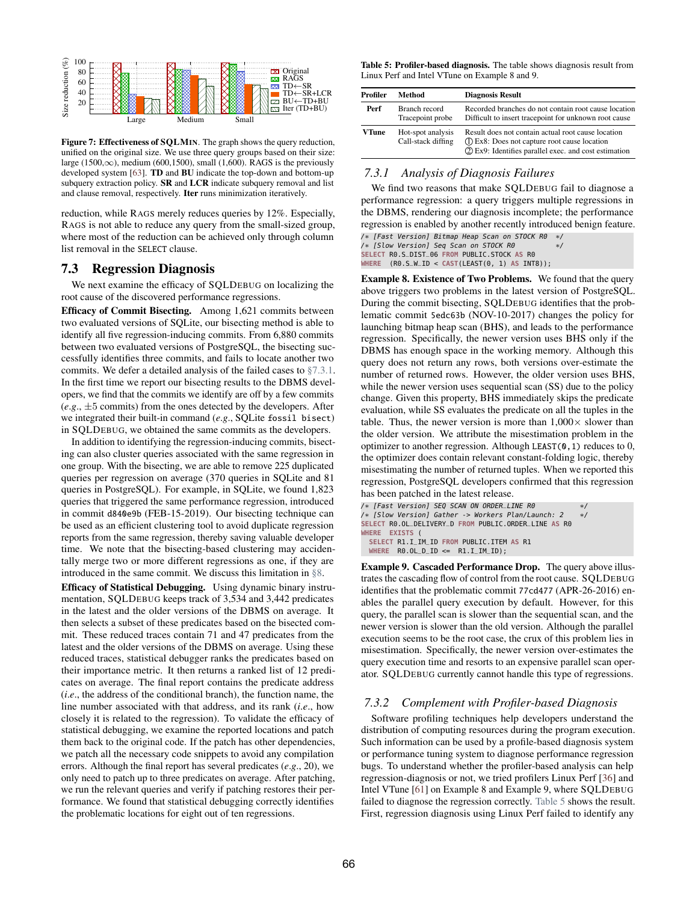Figure 7: Effectiveness of SQLMin. The graph shows the query reduction, unified on the original size. We use three query groups based on their size: large (1500,∞), medium (600,1500), small (1,600). RAGS is the previously developed system [63]. **TD** and **BU** indicate the top-down and bottom-up subquery extraction policy. **SR** and **LCR** indicate subquery removal and list and clause removal, respectively. **Iter** runs minimization iteratively.

reduction, while RAGS merely reduces queries by 12%. Especially, RAGS is not able to reduce any query from the small-sized group, where most of the reduction can be achieved only through column list removal in the `SELECT` clause.

## 7.3 Regression Diagnosis

We next examine the efficacy of SQLDebug on localizing the root cause of the discovered performance regressions.

**Efficacy of Commit Bisecting.** Among 1,621 commits between two evaluated versions of SQLite, our bisecting method is able to identify all five regression-inducing commits. From 6,880 commits between two evaluated versions of PostgreSQL, the bisecting successfully identifies three commits, and fails to locate another two commits. We defer a detailed analysis of the failed cases to §7.3.1. In the first time we report our bisecting results to the DBMS developers, we find that the commits we identify are off by a few commits (*e.g.*, ±5 commits) from the ones detected by the developers. After we integrated their built-in command (*e.g.*, SQLite `fossil bisect`) in SQLDebug, we obtained the same commits as the developers.

In addition to identifying the regression-inducing commits, bisecting can also cluster queries associated with the same regression in one group. With the bisecting, we are able to remove 225 duplicated queries per regression on average (370 queries in SQLite and 81 queries in PostgreSQL). For example, in SQLite, we found 1,823 queries that triggered the same performance regression, introduced in commit `d840e9b` (FEB-15-2019). Our bisecting technique can be used as an efficient clustering tool to avoid duplicate regression reports from the same regression, thereby saving valuable developer time. We note that the bisecting-based clustering may accidentally merge two or more different regressions as one, if they are introduced in the same commit. We discuss this limitation in §8.

**Efficacy of Statistical Debugging.** Using dynamic binary instrumentation, SQLDebug keeps track of 3,534 and 3,442 predicates in the latest and the older versions of the DBMS on average. It then selects a subset of these predicates based on the bisected commit. These reduced traces contain 71 and 47 predicates from the latest and the older versions of the DBMS on average. Using these reduced traces, statistical debugger ranks the predicates based on their importance metric. It then returns a ranked list of 12 predicates on average. The final report contains the predicate address (*i.e.*, the address of the conditional branch), the function name, the line number associated with that address, and its rank (*i.e.*, how closely it is related to the regression). To validate the efficacy of statistical debugging, we examine the reported locations and patch them back to the original code. If the patch has other dependencies, we patch all the necessary code snippets to avoid any compilation errors. Although the final report has several predicates (*e.g.*, 20), we only need to patch up to three predicates on average. After patching, we run the relevant queries and verify if patching restores their performance. We found that statistical debugging correctly identifies the problematic locations for eight out of ten regressions.

**Table 5: Profiler-based diagnosis.** The table shows diagnosis result from Linux Perf and Intel VTune on Example 8 and 9.

| Profiler | Method | Diagnosis Result |
|---|---|---|
| Perf | Branch record | Recorded branches do not contain root cause location |
| | Tracepoint probe | Difficult to insert tracepoint for unknown root cause |
| VTune | Hot-spot analysis | Result does not contain actual root cause location |
| | Call-stack diffing | ① Ex8: Does not capture root cause location |
| | | ② Ex9: Identifies parallel exec. and cost estimation |

### 7.3.1 Analysis of Diagnosis Failures

We find two reasons that make SQLDebug fail to diagnose a performance regression: a query triggers multiple regressions in the DBMS, rendering our diagnosis incomplete; the performance regression is enabled by another recently introduced benign feature.

```
/* [Fast Version] Bitmap Heap Scan on STOCK R0  */
/* [Slow Version] Seq Scan on STOCK R0          */
SELECT R0.S_DIST_06 FROM PUBLIC.STOCK AS R0
WHERE  (R0.S_W_ID < CAST(LEAST(0, 1) AS INT8));
```

**Example 8. Existence of Two Problems.** We found that the query above triggers two problems in the latest version of PostgreSQL. During the commit bisecting, SQLDebug identifies that the problematic commit `5edc63b` (NOV-10-2017) changes the policy for launching bitmap heap scan (BHS), and leads to the performance regression. Specifically, the newer version uses BHS only if the DBMS has enough space in the working memory. Although this query does not return any rows, both versions over-estimate the number of returned rows. However, the older version uses BHS, while the newer version uses sequential scan (SS) due to the policy change. Given this property, BHS immediately skips the predicate evaluation, while SS evaluates the predicate on all the tuples in the table. Thus, the newer version is more than 1,000× slower than the older version. We attribute the misestimation problem in the optimizer to another regression. Although `LEAST(0,1)` reduces to 0, the optimizer does contain relevant constant-folding logic, thereby misestimating the number of returned tuples. When we reported this regression, PostgreSQL developers confirmed that this regression has been patched in the latest release.

```
/* [Fast Version] SEQ SCAN ON ORDER_LINE R0              */
/* [Slow Version] Gather -> Workers Plan/Launch: 2       */
SELECT R0.OL_DELIVERY_D FROM PUBLIC.ORDER_LINE AS R0
WHERE  EXISTS (
  SELECT R1.I_IM_ID FROM PUBLIC.ITEM AS R1
  WHERE  R0.OL_D_ID <=  R1.I_IM_ID);
```

**Example 9. Cascaded Performance Drop.** The query above illustrates the cascading flow of control from the root cause. SQLDebug identifies that the problematic commit `77cd477` (APR-26-2016) enables the parallel query execution by default. However, for this query, the parallel scan is slower than the sequential scan, and the newer version is slower than the old version. Although the parallel execution seems to be the root case, the crux of this problem lies in misestimation. Specifically, the newer version over-estimates the query execution time and resorts to an expensive parallel scan operator. SQLDebug currently cannot handle this type of regressions.

### 7.3.2 Complement with Profiler-based Diagnosis

Software profiling techniques help developers understand the distribution of computing resources during the program execution. Such information can be used by a profile-based diagnosis system or performance tuning system to diagnose performance regression bugs. To understand whether the profiler-based analysis can help regression-diagnosis or not, we tried profilers Linux Perf [36] and Intel VTune [61] on Example 8 and Example 9, where SQLDebug failed to diagnose the regression correctly. Table 5 shows the result. First, regression diagnosis using Linux Perf failed to identify any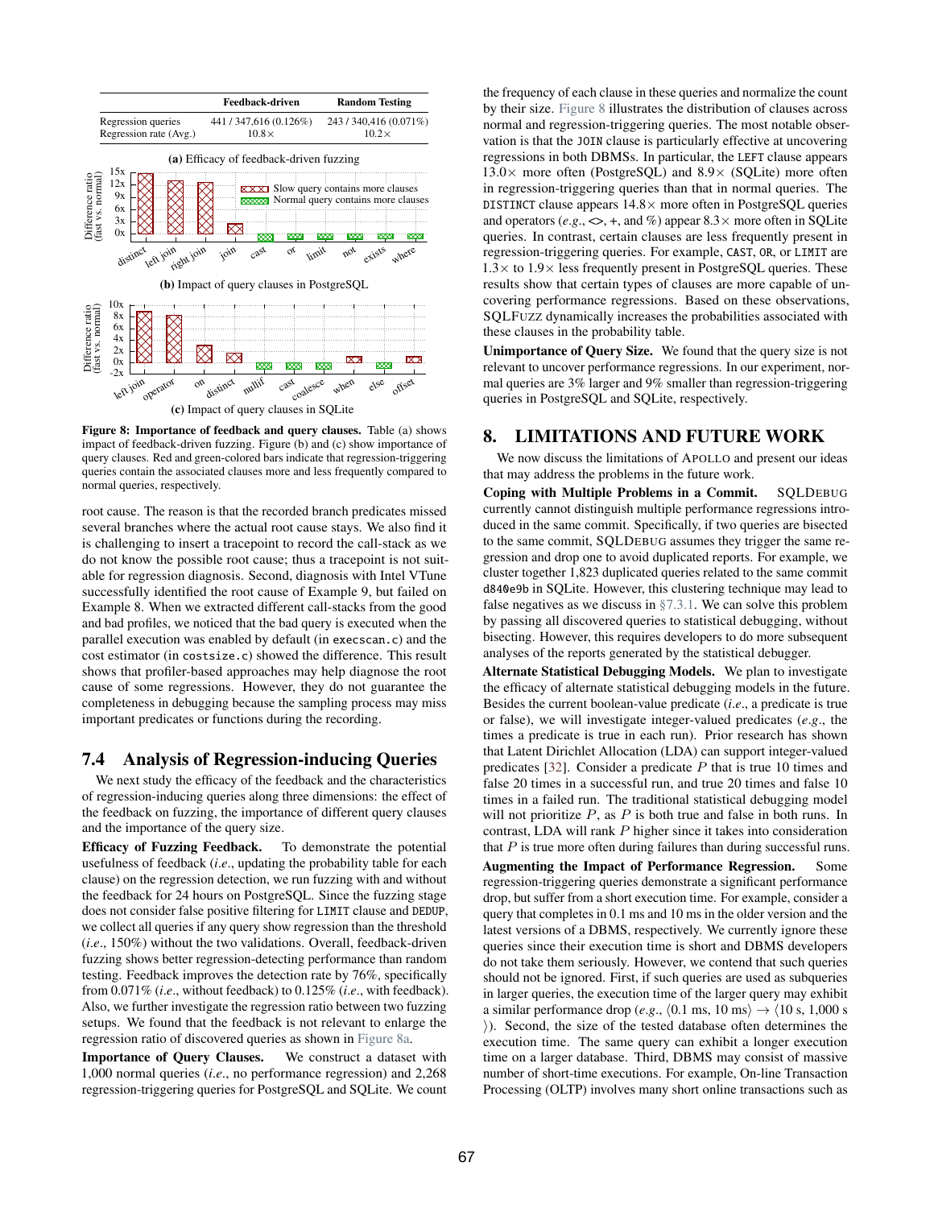|  | Feedback-driven | Random Testing |
|---|---|---|
| Regression queries | 441 / 347,616 (0.126%) | 243 / 340,416 (0.071%) |
| Regression rate (Avg.) | 10.8× | 10.2× |

(a) Efficacy of feedback-driven fuzzing

(b) Impact of query clauses in PostgreSQL

(c) Impact of query clauses in SQLite

**Figure 8: Importance of feedback and query clauses.** Table (a) shows impact of feedback-driven fuzzing. Figure (b) and (c) show importance of query clauses. Red and green-colored bars indicate that regression-triggering queries contain the associated clauses more and less frequently compared to normal queries, respectively.

root cause. The reason is that the recorded branch predicates missed several branches where the actual root cause stays. We also find it is challenging to insert a tracepoint to record the call-stack as we do not know the possible root cause; thus a tracepoint is not suitable for regression diagnosis. Second, diagnosis with Intel VTune successfully identified the root cause of Example 9, but failed on Example 8. When we extracted different call-stacks from the good and bad profiles, we noticed that the bad query is executed when the parallel execution was enabled by default (in `execscan.c`) and the cost estimator (in `costsize.c`) showed the difference. This result shows that profiler-based approaches may help diagnose the root cause of some regressions. However, they do not guarantee the completeness in debugging because the sampling process may miss important predicates or functions during the recording.

### 7.4 Analysis of Regression-inducing Queries

We next study the efficacy of the feedback and the characteristics of regression-inducing queries along three dimensions: the effect of the feedback on fuzzing, the importance of different query clauses and the importance of the query size.

**Efficacy of Fuzzing Feedback.** To demonstrate the potential usefulness of feedback (*i.e.*, updating the probability table for each clause) on the regression detection, we run fuzzing with and without the feedback for 24 hours on PostgreSQL. Since the fuzzing stage does not consider false positive filtering for `LIMIT` clause and `DEDUP`, we collect all queries if any query show regression than the threshold (*i.e.*, 150%) without the two validations. Overall, feedback-driven fuzzing shows better regression-detecting performance than random testing. Feedback improves the detection rate by 76%, specifically from 0.071% (*i.e.*, without feedback) to 0.125% (*i.e.*, with feedback). Also, we further investigate the regression ratio between two fuzzing setups. We found that the feedback is not relevant to enlarge the regression ratio of discovered queries as shown in Figure 8a.

**Importance of Query Clauses.** We construct a dataset with 1,000 normal queries (*i.e.*, no performance regression) and 2,268 regression-triggering queries for PostgreSQL and SQLite. We count the frequency of each clause in these queries and normalize the count by their size. Figure 8 illustrates the distribution of clauses across normal and regression-triggering queries. The most notable observation is that the `JOIN` clause is particularly effective at uncovering regressions in both DBMSs. In particular, the `LEFT` clause appears 13.0× more often (PostgreSQL) and 8.9× (SQLite) more often in regression-triggering queries than that in normal queries. The `DISTINCT` clause appears 14.8× more often in PostgreSQL queries and operators (*e.g.*, <>, +, and %) appear 8.3× more often in SQLite queries. In contrast, certain clauses are less frequently present in regression-triggering queries. For example, `CAST`, `OR`, or `LIMIT` are 1.3× to 1.9× less frequently present in PostgreSQL queries. These results show that certain types of clauses are more capable of uncovering performance regressions. Based on these observations, SQLFuzz dynamically increases the probabilities associated with these clauses in the probability table.

**Unimportance of Query Size.** We found that the query size is not relevant to uncover performance regressions. In our experiment, normal queries are 3% larger and 9% smaller than regression-triggering queries in PostgreSQL and SQLite, respectively.

## 8. LIMITATIONS AND FUTURE WORK

We now discuss the limitations of Apollo and present our ideas that may address the problems in the future work.

**Coping with Multiple Problems in a Commit.** SQLDebug currently cannot distinguish multiple performance regressions introduced in the same commit. Specifically, if two queries are bisected to the same commit, SQLDebug assumes they trigger the same regression and drop one to avoid duplicated reports. For example, we cluster together 1,823 duplicated queries related to the same commit `d840e9b` in SQLite. However, this clustering technique may lead to false negatives as we discuss in §7.3.1. We can solve this problem by passing all discovered queries to statistical debugging, without bisecting. However, this requires developers to do more subsequent analyses of the reports generated by the statistical debugger.

**Alternate Statistical Debugging Models.** We plan to investigate the efficacy of alternate statistical debugging models in the future. Besides the current boolean-value predicate (*i.e.*, a predicate is true or false), we will investigate integer-valued predicates (*e.g.*, the times a predicate is true in each run). Prior research has shown that Latent Dirichlet Allocation (LDA) can support integer-valued predicates [32]. Consider a predicate $P$ that is true 10 times and false 20 times in a successful run, and true 20 times and false 10 times in a failed run. The traditional statistical debugging model will not prioritize $P$, as $P$ is both true and false in both runs. In contrast, LDA will rank $P$ higher since it takes into consideration that $P$ is true more often during failures than during successful runs.

**Augmenting the Impact of Performance Regression.** Some regression-triggering queries demonstrate a significant performance drop, but suffer from a short execution time. For example, consider a query that completes in 0.1 ms and 10 ms in the older version and the latest versions of a DBMS, respectively. We currently ignore these queries since their execution time is short and DBMS developers do not take them seriously. However, we contend that such queries should not be ignored. First, if such queries are used as subqueries in larger queries, the execution time of the larger query may exhibit a similar performance drop (*e.g.*, $\langle 0.1$ ms, 10 ms$\rangle \rightarrow \langle 10$ s, 1,000 s $\rangle$). Second, the size of the tested database often determines the execution time. The same query can exhibit a longer execution time on a larger database. Third, DBMS may consist of massive number of short-time executions. For example, On-line Transaction Processing (OLTP) involves many short online transactions such as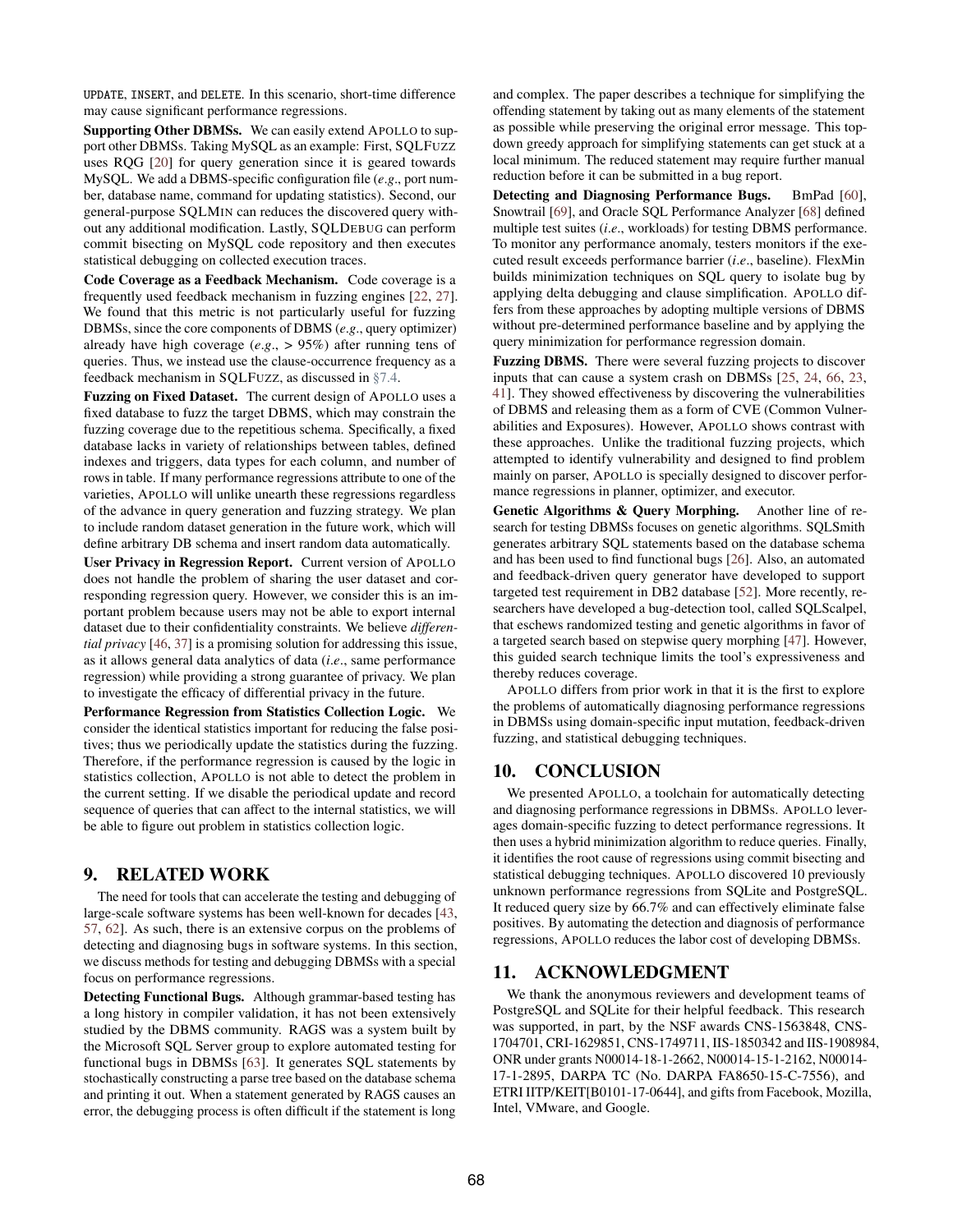UPDATE, INSERT, and DELETE. In this scenario, short-time difference may cause significant performance regressions.

**Supporting Other DBMSs.** We can easily extend APOLLO to support other DBMSs. Taking MySQL as an example: First, SQLFUZZ uses RQG [20] for query generation since it is geared towards MySQL. We add a DBMS-specific configuration file (*e.g.*, port number, database name, command for updating statistics). Second, our general-purpose SQLMIN can reduces the discovered query without any additional modification. Lastly, SQLDEBUG can perform commit bisecting on MySQL code repository and then executes statistical debugging on collected execution traces.

**Code Coverage as a Feedback Mechanism.** Code coverage is a frequently used feedback mechanism in fuzzing engines [22, 27]. We found that this metric is not particularly useful for fuzzing DBMSs, since the core components of DBMS (*e.g.*, query optimizer) already have high coverage (*e.g.*, > 95%) after running tens of queries. Thus, we instead use the clause-occurrence frequency as a feedback mechanism in SQLFUZZ, as discussed in §7.4.

**Fuzzing on Fixed Dataset.** The current design of APOLLO uses a fixed database to fuzz the target DBMS, which may constrain the fuzzing coverage due to the repetitious schema. Specifically, a fixed database lacks in variety of relationships between tables, defined indexes and triggers, data types for each column, and number of rows in table. If many performance regressions attribute to one of the varieties, APOLLO will unlike unearth these regressions regardless of the advance in query generation and fuzzing strategy. We plan to include random dataset generation in the future work, which will define arbitrary DB schema and insert random data automatically.

**User Privacy in Regression Report.** Current version of APOLLO does not handle the problem of sharing the user dataset and corresponding regression query. However, we consider this is an important problem because users may not be able to export internal dataset due to their confidentiality constraints. We believe *differential privacy* [46, 37] is a promising solution for addressing this issue, as it allows general data analytics of data (*i.e.*, same performance regression) while providing a strong guarantee of privacy. We plan to investigate the efficacy of differential privacy in the future.

**Performance Regression from Statistics Collection Logic.** We consider the identical statistics important for reducing the false positives; thus we periodically update the statistics during the fuzzing. Therefore, if the performance regression is caused by the logic in statistics collection, APOLLO is not able to detect the problem in the current setting. If we disable the periodical update and record sequence of queries that can affect to the internal statistics, we will be able to figure out problem in statistics collection logic.

# 9. RELATED WORK

The need for tools that can accelerate the testing and debugging of large-scale software systems has been well-known for decades [43, 57, 62]. As such, there is an extensive corpus on the problems of detecting and diagnosing bugs in software systems. In this section, we discuss methods for testing and debugging DBMSs with a special focus on performance regressions.

**Detecting Functional Bugs.** Although grammar-based testing has a long history in compiler validation, it has not been extensively studied by the DBMS community. RAGS was a system built by the Microsoft SQL Server group to explore automated testing for functional bugs in DBMSs [63]. It generates SQL statements by stochastically constructing a parse tree based on the database schema and printing it out. When a statement generated by RAGS causes an error, the debugging process is often difficult if the statement is long and complex. The paper describes a technique for simplifying the offending statement by taking out as many elements of the statement as possible while preserving the original error message. This top-down greedy approach for simplifying statements can get stuck at a local minimum. The reduced statement may require further manual reduction before it can be submitted in a bug report.

**Detecting and Diagnosing Performance Bugs.** BmPad [60], Snowtrail [69], and Oracle SQL Performance Analyzer [68] defined multiple test suites (*i.e.*, workloads) for testing DBMS performance. To monitor any performance anomaly, testers monitors if the executed result exceeds performance barrier (*i.e.*, baseline). FlexMin builds minimization techniques on SQL query to isolate bug by applying delta debugging and clause simplification. APOLLO differs from these approaches by adopting multiple versions of DBMS without pre-determined performance baseline and by applying the query minimization for performance regression domain.

**Fuzzing DBMS.** There were several fuzzing projects to discover inputs that can cause a system crash on DBMSs [25, 24, 66, 23, 41]. They showed effectiveness by discovering the vulnerabilities of DBMS and releasing them as a form of CVE (Common Vulnerabilities and Exposures). However, APOLLO shows contrast with these approaches. Unlike the traditional fuzzing projects, which attempted to identify vulnerability and designed to find problem mainly on parser, APOLLO is specially designed to discover performance regressions in planner, optimizer, and executor.

**Genetic Algorithms & Query Morphing.** Another line of research for testing DBMSs focuses on genetic algorithms. SQLSmith generates arbitrary SQL statements based on the database schema and has been used to find functional bugs [26]. Also, an automated and feedback-driven query generator have developed to support targeted test requirement in DB2 database [52]. More recently, researchers have developed a bug-detection tool, called SQLScalpel, that eschews randomized testing and genetic algorithms in favor of a targeted search based on stepwise query morphing [47]. However, this guided search technique limits the tool's expressiveness and thereby reduces coverage.

APOLLO differs from prior work in that it is the first to explore the problems of automatically diagnosing performance regressions in DBMSs using domain-specific input mutation, feedback-driven fuzzing, and statistical debugging techniques.

# 10. CONCLUSION

We presented APOLLO, a toolchain for automatically detecting and diagnosing performance regressions in DBMSs. APOLLO leverages domain-specific fuzzing to detect performance regressions. It then uses a hybrid minimization algorithm to reduce queries. Finally, it identifies the root cause of regressions using commit bisecting and statistical debugging techniques. APOLLO discovered 10 previously unknown performance regressions from SQLite and PostgreSQL. It reduced query size by 66.7% and can effectively eliminate false positives. By automating the detection and diagnosis of performance regressions, APOLLO reduces the labor cost of developing DBMSs.

# 11. ACKNOWLEDGMENT

We thank the anonymous reviewers and development teams of PostgreSQL and SQLite for their helpful feedback. This research was supported, in part, by the NSF awards CNS-1563848, CNS-1704701, CRI-1629851, CNS-1749711, IIS-1850342 and IIS-1908984, ONR under grants N00014-18-1-2662, N00014-15-1-2162, N00014-17-1-2895, DARPA TC (No. DARPA FA8650-15-C-7556), and ETRI IITP/KEIT[B0101-17-0644], and gifts from Facebook, Mozilla, Intel, VMware, and Google.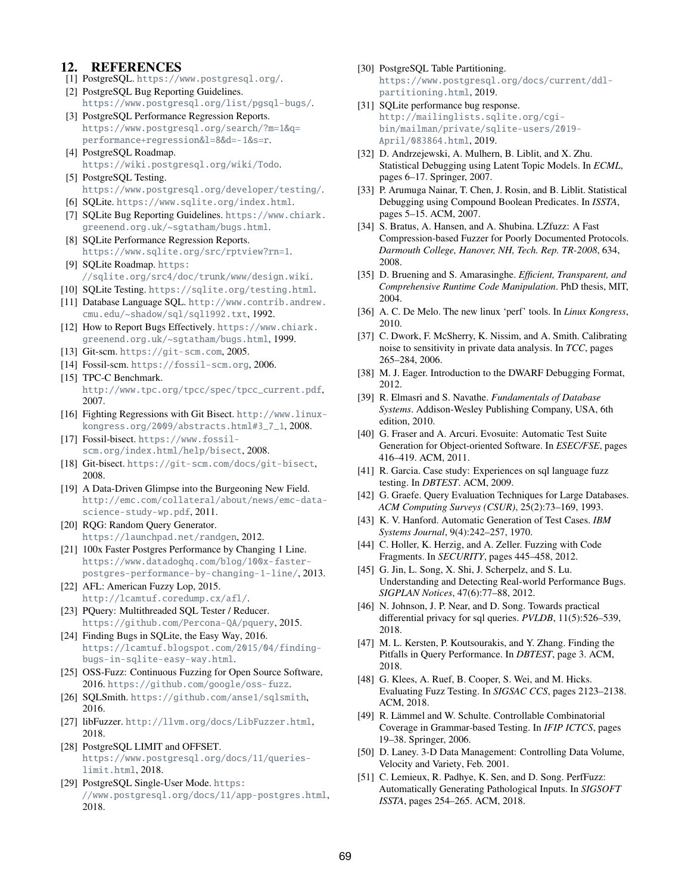## 12. REFERENCES

[1] PostgreSQL. https://www.postgresql.org/.

[2] PostgreSQL Bug Reporting Guidelines. https://www.postgresql.org/list/pgsql-bugs/.

[3] PostgreSQL Performance Regression Reports. https://www.postgresql.org/search/?m=1&q=performance+regression&l=8&d=-1&s=r.

[4] PostgreSQL Roadmap. https://wiki.postgresql.org/wiki/Todo.

[5] PostgreSQL Testing. https://www.postgresql.org/developer/testing/.

[6] SQLite. https://www.sqlite.org/index.html.

[7] SQLite Bug Reporting Guidelines. https://www.chiark.greenend.org.uk/~sgtatham/bugs.html.

[8] SQLite Performance Regression Reports. https://www.sqlite.org/src/rptview?rn=1.

[9] SQLite Roadmap. https://sqlite.org/src4/doc/trunk/www/design.wiki.

[10] SQLite Testing. https://sqlite.org/testing.html.

[11] Database Language SQL. http://www.contrib.andrew.cmu.edu/~shadow/sql/sql1992.txt, 1992.

[12] How to Report Bugs Effectively. https://www.chiark.greenend.org.uk/~sgtatham/bugs.html, 1999.

[13] Git-scm. https://git-scm.com, 2005.

[14] Fossil-scm. https://fossil-scm.org, 2006.

[15] TPC-C Benchmark. http://www.tpc.org/tpcc/spec/tpcc_current.pdf, 2007.

[16] Fighting Regressions with Git Bisect. http://www.linux-kongress.org/2009/abstracts.html#3_7_1, 2008.

[17] Fossil-bisect. https://www.fossil-scm.org/index.html/help/bisect, 2008.

[18] Git-bisect. https://git-scm.com/docs/git-bisect, 2008.

[19] A Data-Driven Glimpse into the Burgeoning New Field. http://emc.com/collateral/about/news/emc-data-science-study-wp.pdf, 2011.

[20] RQG: Random Query Generator. https://launchpad.net/randgen, 2012.

[21] 100x Faster Postgres Performance by Changing 1 Line. https://www.datadoghq.com/blog/100x-faster-postgres-performance-by-changing-1-line/, 2013.

[22] AFL: American Fuzzy Lop, 2015. http://lcamtuf.coredump.cx/afl/.

[23] PQuery: Multithreaded SQL Tester / Reducer. https://github.com/Percona-QA/pquery, 2015.

[24] Finding Bugs in SQLite, the Easy Way, 2016. https://lcamtuf.blogspot.com/2015/04/finding-bugs-in-sqlite-easy-way.html.

[25] OSS-Fuzz: Continuous Fuzzing for Open Source Software, 2016. https://github.com/google/oss-fuzz.

[26] SQLSmith. https://github.com/anse1/sqlsmith, 2016.

[27] libFuzzer. http://llvm.org/docs/LibFuzzer.html, 2018.

[28] PostgreSQL LIMIT and OFFSET. https://www.postgresql.org/docs/11/queries-limit.html, 2018.

[29] PostgreSQL Single-User Mode. https://www.postgresql.org/docs/11/app-postgres.html, 2018.

[30] PostgreSQL Table Partitioning. https://www.postgresql.org/docs/current/ddl-partitioning.html, 2019.

[31] SQLite performance bug response. http://mailinglists.sqlite.org/cgi-bin/mailman/private/sqlite-users/2019-April/083864.html, 2019.

[32] D. Andrzejewski, A. Mulhern, B. Liblit, and X. Zhu. Statistical Debugging using Latent Topic Models. In *ECML*, pages 6–17. Springer, 2007.

[33] P. Arumuga Nainar, T. Chen, J. Rosin, and B. Liblit. Statistical Debugging using Compound Boolean Predicates. In *ISSTA*, pages 5–15. ACM, 2007.

[34] S. Bratus, A. Hansen, and A. Shubina. LZfuzz: A Fast Compression-based Fuzzer for Poorly Documented Protocols. *Darmouth College, Hanover, NH, Tech. Rep. TR-2008*, 634, 2008.

[35] D. Bruening and S. Amarasinghe. *Efficient, Transparent, and Comprehensive Runtime Code Manipulation*. PhD thesis, MIT, 2004.

[36] A. C. De Melo. The new linux 'perf' tools. In *Linux Kongress*, 2010.

[37] C. Dwork, F. McSherry, K. Nissim, and A. Smith. Calibrating noise to sensitivity in private data analysis. In *TCC*, pages 265–284, 2006.

[38] M. J. Eager. Introduction to the DWARF Debugging Format, 2012.

[39] R. Elmasri and S. Navathe. *Fundamentals of Database Systems*. Addison-Wesley Publishing Company, USA, 6th edition, 2010.

[40] G. Fraser and A. Arcuri. Evosuite: Automatic Test Suite Generation for Object-oriented Software. In *ESEC/FSE*, pages 416–419. ACM, 2011.

[41] R. Garcia. Case study: Experiences on sql language fuzz testing. In *DBTEST*. ACM, 2009.

[42] G. Graefe. Query Evaluation Techniques for Large Databases. *ACM Computing Surveys (CSUR)*, 25(2):73–169, 1993.

[43] K. V. Hanford. Automatic Generation of Test Cases. *IBM Systems Journal*, 9(4):242–257, 1970.

[44] C. Holler, K. Herzig, and A. Zeller. Fuzzing with Code Fragments. In *SECURITY*, pages 445–458, 2012.

[45] G. Jin, L. Song, X. Shi, J. Scherpelz, and S. Lu. Understanding and Detecting Real-world Performance Bugs. *SIGPLAN Notices*, 47(6):77–88, 2012.

[46] N. Johnson, J. P. Near, and D. Song. Towards practical differential privacy for sql queries. *PVLDB*, 11(5):526–539, 2018.

[47] M. L. Kersten, P. Koutsourakis, and Y. Zhang. Finding the Pitfalls in Query Performance. In *DBTEST*, page 3. ACM, 2018.

[48] G. Klees, A. Ruef, B. Cooper, S. Wei, and M. Hicks. Evaluating Fuzz Testing. In *SIGSAC CCS*, pages 2123–2138. ACM, 2018.

[49] R. Lämmel and W. Schulte. Controllable Combinatorial Coverage in Grammar-based Testing. In *IFIP ICTCS*, pages 19–38. Springer, 2006.

[50] D. Laney. 3-D Data Management: Controlling Data Volume, Velocity and Variety, Feb. 2001.

[51] C. Lemieux, R. Padhye, K. Sen, and D. Song. PerfFuzz: Automatically Generating Pathological Inputs. In *SIGSOFT ISSTA*, pages 254–265. ACM, 2018.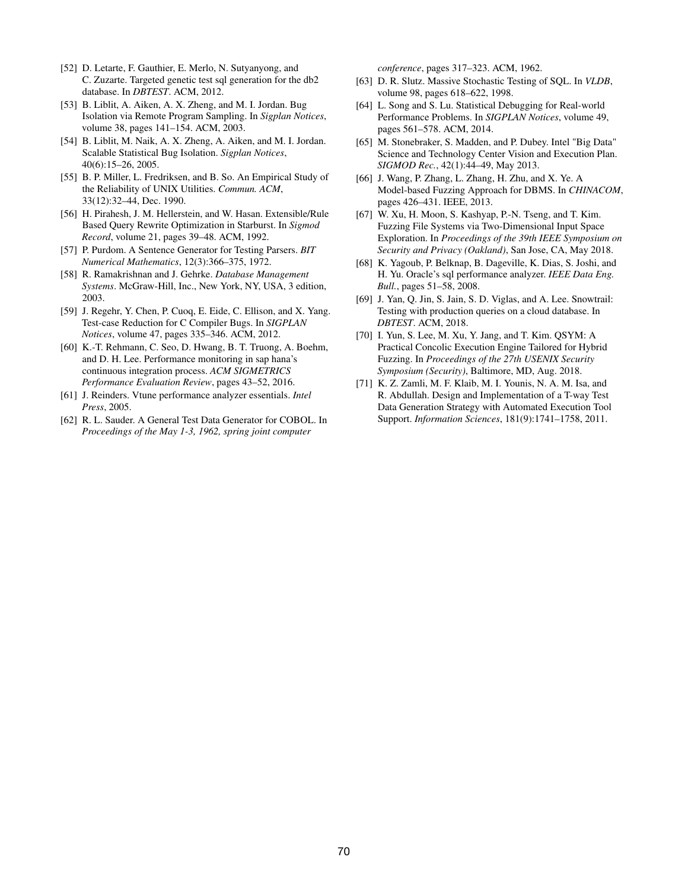[52] D. Letarte, F. Gauthier, E. Merlo, N. Sutyanyong, and C. Zuzarte. Targeted genetic test sql generation for the db2 database. In *DBTEST*. ACM, 2012.

[53] B. Liblit, A. Aiken, A. X. Zheng, and M. I. Jordan. Bug Isolation via Remote Program Sampling. In *Sigplan Notices*, volume 38, pages 141–154. ACM, 2003.

[54] B. Liblit, M. Naik, A. X. Zheng, A. Aiken, and M. I. Jordan. Scalable Statistical Bug Isolation. *Sigplan Notices*, 40(6):15–26, 2005.

[55] B. P. Miller, L. Fredriksen, and B. So. An Empirical Study of the Reliability of UNIX Utilities. *Commun. ACM*, 33(12):32–44, Dec. 1990.

[56] H. Pirahesh, J. M. Hellerstein, and W. Hasan. Extensible/Rule Based Query Rewrite Optimization in Starburst. In *Sigmod Record*, volume 21, pages 39–48. ACM, 1992.

[57] P. Purdom. A Sentence Generator for Testing Parsers. *BIT Numerical Mathematics*, 12(3):366–375, 1972.

[58] R. Ramakrishnan and J. Gehrke. *Database Management Systems*. McGraw-Hill, Inc., New York, NY, USA, 3 edition, 2003.

[59] J. Regehr, Y. Chen, P. Cuoq, E. Eide, C. Ellison, and X. Yang. Test-case Reduction for C Compiler Bugs. In *SIGPLAN Notices*, volume 47, pages 335–346. ACM, 2012.

[60] K.-T. Rehmann, C. Seo, D. Hwang, B. T. Truong, A. Boehm, and D. H. Lee. Performance monitoring in sap hana's continuous integration process. *ACM SIGMETRICS Performance Evaluation Review*, pages 43–52, 2016.

[61] J. Reinders. Vtune performance analyzer essentials. *Intel Press*, 2005.

[62] R. L. Sauder. A General Test Data Generator for COBOL. In *Proceedings of the May 1-3, 1962, spring joint computer conference*, pages 317–323. ACM, 1962.

[63] D. R. Slutz. Massive Stochastic Testing of SQL. In *VLDB*, volume 98, pages 618–622, 1998.

[64] L. Song and S. Lu. Statistical Debugging for Real-world Performance Problems. In *SIGPLAN Notices*, volume 49, pages 561–578. ACM, 2014.

[65] M. Stonebraker, S. Madden, and P. Dubey. Intel "Big Data" Science and Technology Center Vision and Execution Plan. *SIGMOD Rec.*, 42(1):44–49, May 2013.

[66] J. Wang, P. Zhang, L. Zhang, H. Zhu, and X. Ye. A Model-based Fuzzing Approach for DBMS. In *CHINACOM*, pages 426–431. IEEE, 2013.

[67] W. Xu, H. Moon, S. Kashyap, P.-N. Tseng, and T. Kim. Fuzzing File Systems via Two-Dimensional Input Space Exploration. In *Proceedings of the 39th IEEE Symposium on Security and Privacy (Oakland)*, San Jose, CA, May 2018.

[68] K. Yagoub, P. Belknap, B. Dageville, K. Dias, S. Joshi, and H. Yu. Oracle's sql performance analyzer. *IEEE Data Eng. Bull.*, pages 51–58, 2008.

[69] J. Yan, Q. Jin, S. Jain, S. D. Viglas, and A. Lee. Snowtrail: Testing with production queries on a cloud database. In *DBTEST*. ACM, 2018.

[70] I. Yun, S. Lee, M. Xu, Y. Jang, and T. Kim. QSYM: A Practical Concolic Execution Engine Tailored for Hybrid Fuzzing. In *Proceedings of the 27th USENIX Security Symposium (Security)*, Baltimore, MD, Aug. 2018.

[71] K. Z. Zamli, M. F. Klaib, M. I. Younis, N. A. M. Isa, and R. Abdullah. Design and Implementation of a T-way Test Data Generation Strategy with Automated Execution Tool Support. *Information Sciences*, 181(9):1741–1758, 2011.